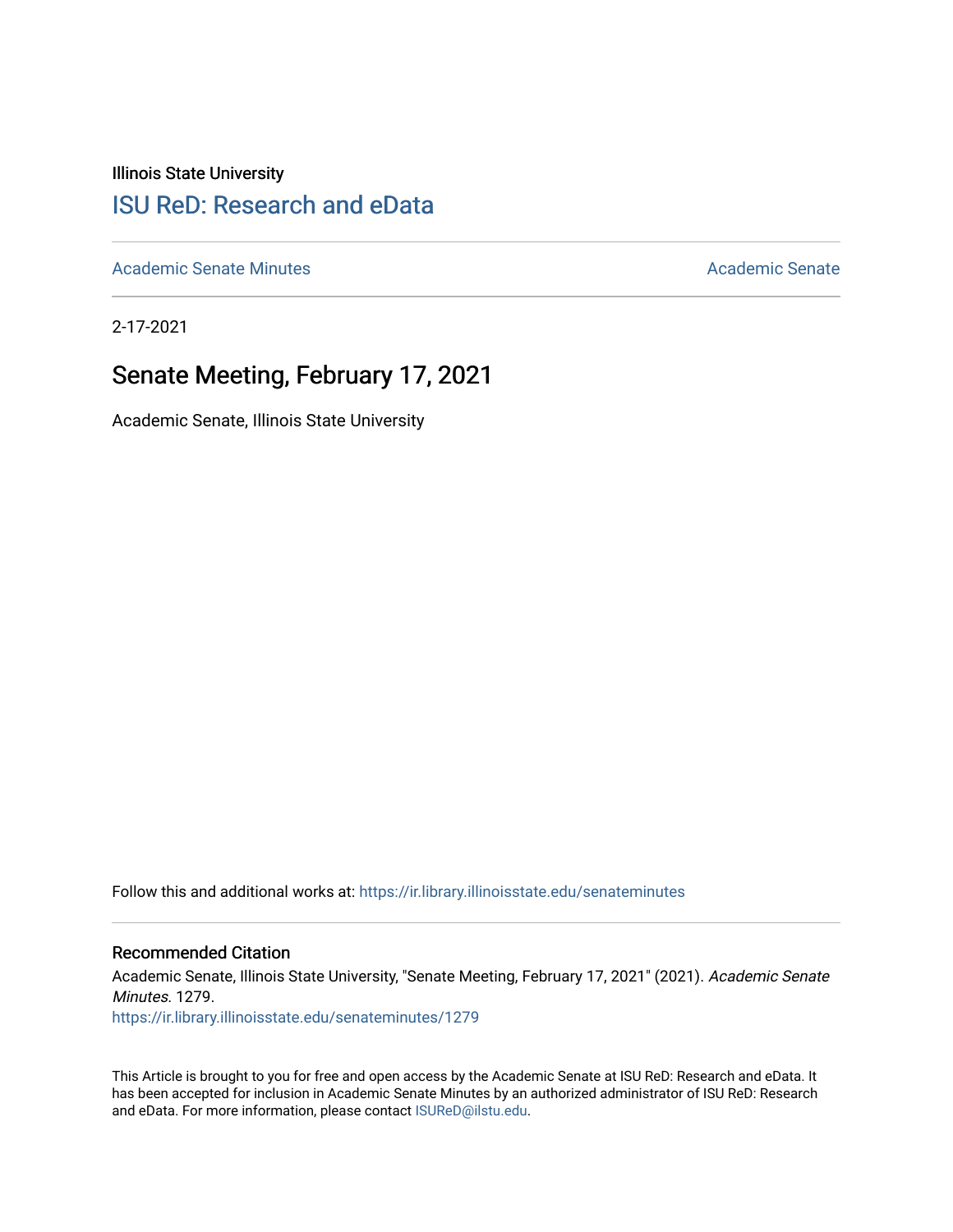Illinois State University

# [ISU ReD: Research and eData](https://ir.library.illinoisstate.edu/)

[Academic Senate Minutes](https://ir.library.illinoisstate.edu/senateminutes) | [Academic Senate](https://ir.library.illinoisstate.edu/senate)

2-17-2021

## Senate Meeting, February 17, 2021

Academic Senate, Illinois State University

Follow this and additional works at: https://ir.library.illinoisstate.edu/senateminutes

### Recommended Citation

Academic Senate, Illinois State University, "Senate Meeting, February 17, 2021" (2021). *Academic Senate Minutes*. 1279.
https://ir.library.illinoisstate.edu/senateminutes/1279

This Article is brought to you for free and open access by the Academic Senate at ISU ReD: Research and eData. It has been accepted for inclusion in Academic Senate Minutes by an authorized administrator of ISU ReD: Research and eData. For more information, please contact ISUReD@ilstu.edu.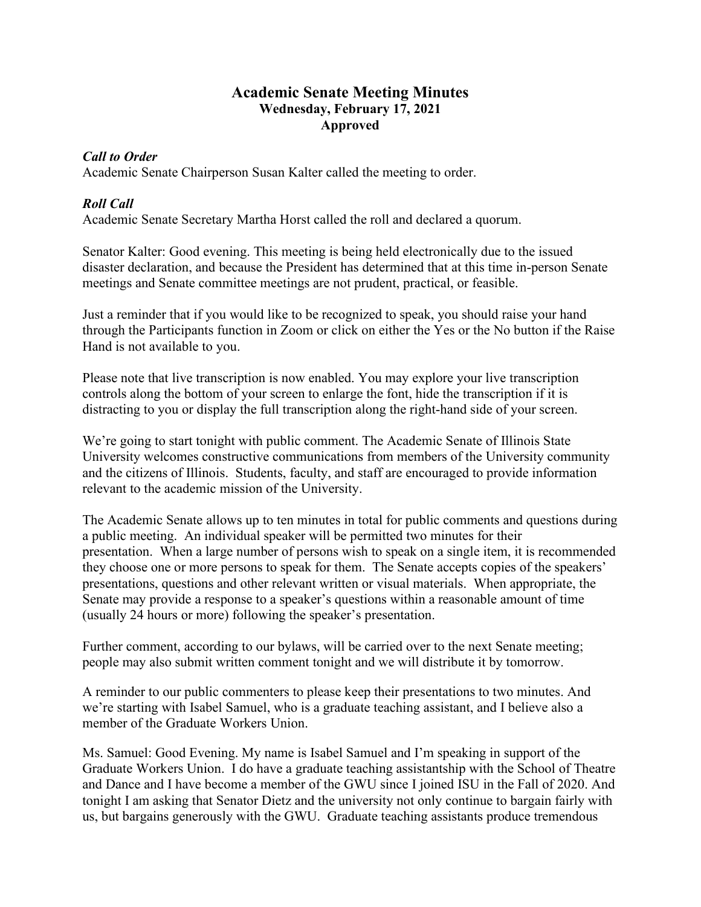# Academic Senate Meeting Minutes

**Wednesday, February 17, 2021**

**Approved**

***Call to Order***

Academic Senate Chairperson Susan Kalter called the meeting to order.

***Roll Call***

Academic Senate Secretary Martha Horst called the roll and declared a quorum.

Senator Kalter: Good evening. This meeting is being held electronically due to the issued disaster declaration, and because the President has determined that at this time in-person Senate meetings and Senate committee meetings are not prudent, practical, or feasible.

Just a reminder that if you would like to be recognized to speak, you should raise your hand through the Participants function in Zoom or click on either the Yes or the No button if the Raise Hand is not available to you.

Please note that live transcription is now enabled. You may explore your live transcription controls along the bottom of your screen to enlarge the font, hide the transcription if it is distracting to you or display the full transcription along the right-hand side of your screen.

We're going to start tonight with public comment. The Academic Senate of Illinois State University welcomes constructive communications from members of the University community and the citizens of Illinois. Students, faculty, and staff are encouraged to provide information relevant to the academic mission of the University.

The Academic Senate allows up to ten minutes in total for public comments and questions during a public meeting. An individual speaker will be permitted two minutes for their presentation. When a large number of persons wish to speak on a single item, it is recommended they choose one or more persons to speak for them. The Senate accepts copies of the speakers' presentations, questions and other relevant written or visual materials. When appropriate, the Senate may provide a response to a speaker's questions within a reasonable amount of time (usually 24 hours or more) following the speaker's presentation.

Further comment, according to our bylaws, will be carried over to the next Senate meeting; people may also submit written comment tonight and we will distribute it by tomorrow.

A reminder to our public commenters to please keep their presentations to two minutes. And we're starting with Isabel Samuel, who is a graduate teaching assistant, and I believe also a member of the Graduate Workers Union.

Ms. Samuel: Good Evening. My name is Isabel Samuel and I'm speaking in support of the Graduate Workers Union. I do have a graduate teaching assistantship with the School of Theatre and Dance and I have become a member of the GWU since I joined ISU in the Fall of 2020. And tonight I am asking that Senator Dietz and the university not only continue to bargain fairly with us, but bargains generously with the GWU. Graduate teaching assistants produce tremendous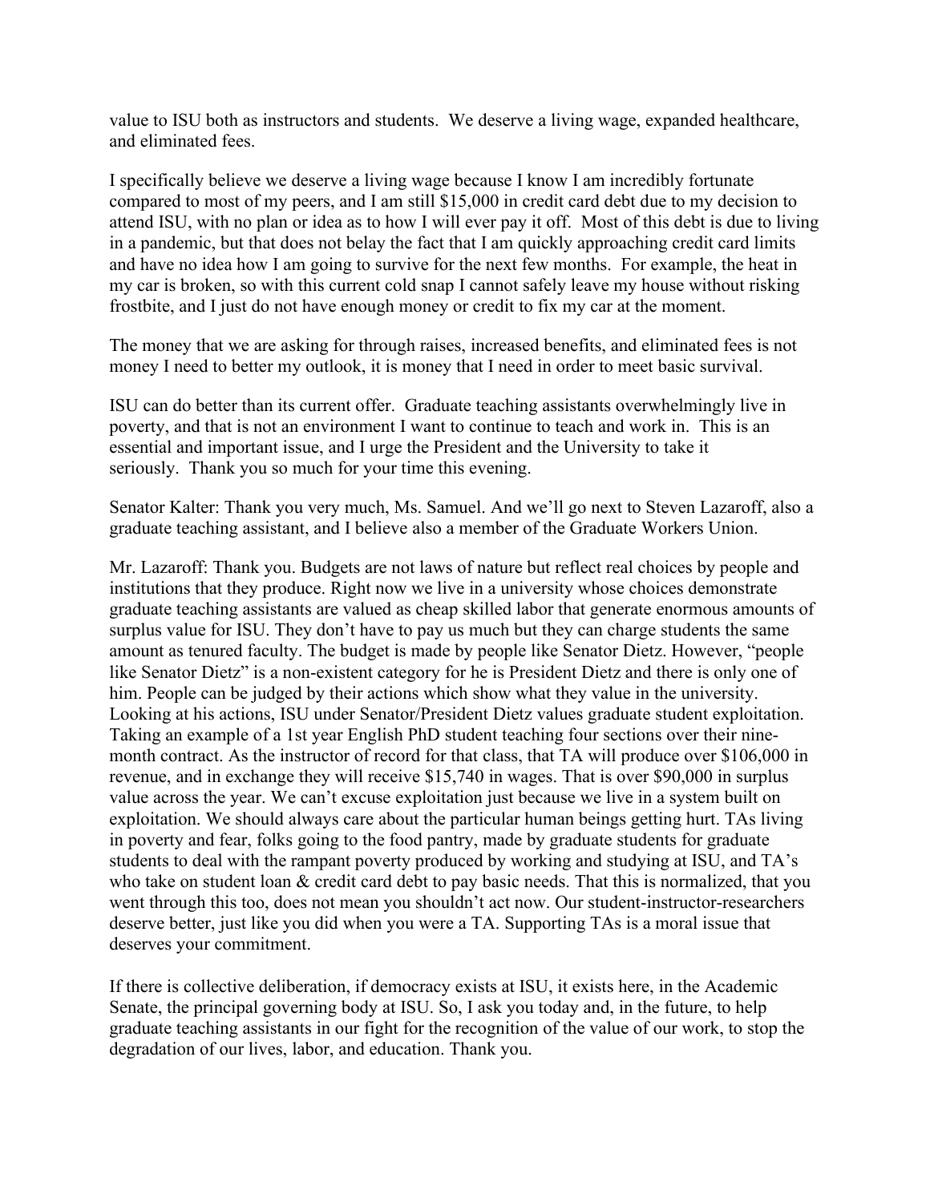value to ISU both as instructors and students. We deserve a living wage, expanded healthcare, and eliminated fees.

I specifically believe we deserve a living wage because I know I am incredibly fortunate compared to most of my peers, and I am still $15,000 in credit card debt due to my decision to attend ISU, with no plan or idea as to how I will ever pay it off. Most of this debt is due to living in a pandemic, but that does not belay the fact that I am quickly approaching credit card limits and have no idea how I am going to survive for the next few months. For example, the heat in my car is broken, so with this current cold snap I cannot safely leave my house without risking frostbite, and I just do not have enough money or credit to fix my car at the moment.

The money that we are asking for through raises, increased benefits, and eliminated fees is not money I need to better my outlook, it is money that I need in order to meet basic survival.

ISU can do better than its current offer. Graduate teaching assistants overwhelmingly live in poverty, and that is not an environment I want to continue to teach and work in. This is an essential and important issue, and I urge the President and the University to take it seriously. Thank you so much for your time this evening.

Senator Kalter: Thank you very much, Ms. Samuel. And we'll go next to Steven Lazaroff, also a graduate teaching assistant, and I believe also a member of the Graduate Workers Union.

Mr. Lazaroff: Thank you. Budgets are not laws of nature but reflect real choices by people and institutions that they produce. Right now we live in a university whose choices demonstrate graduate teaching assistants are valued as cheap skilled labor that generate enormous amounts of surplus value for ISU. They don't have to pay us much but they can charge students the same amount as tenured faculty. The budget is made by people like Senator Dietz. However, "people like Senator Dietz" is a non-existent category for he is President Dietz and there is only one of him. People can be judged by their actions which show what they value in the university. Looking at his actions, ISU under Senator/President Dietz values graduate student exploitation. Taking an example of a 1st year English PhD student teaching four sections over their nine-month contract. As the instructor of record for that class, that TA will produce over $106,000 in revenue, and in exchange they will receive $15,740 in wages. That is over $90,000 in surplus value across the year. We can't excuse exploitation just because we live in a system built on exploitation. We should always care about the particular human beings getting hurt. TAs living in poverty and fear, folks going to the food pantry, made by graduate students for graduate students to deal with the rampant poverty produced by working and studying at ISU, and TA's who take on student loan & credit card debt to pay basic needs. That this is normalized, that you went through this too, does not mean you shouldn't act now. Our student-instructor-researchers deserve better, just like you did when you were a TA. Supporting TAs is a moral issue that deserves your commitment.

If there is collective deliberation, if democracy exists at ISU, it exists here, in the Academic Senate, the principal governing body at ISU. So, I ask you today and, in the future, to help graduate teaching assistants in our fight for the recognition of the value of our work, to stop the degradation of our lives, labor, and education. Thank you.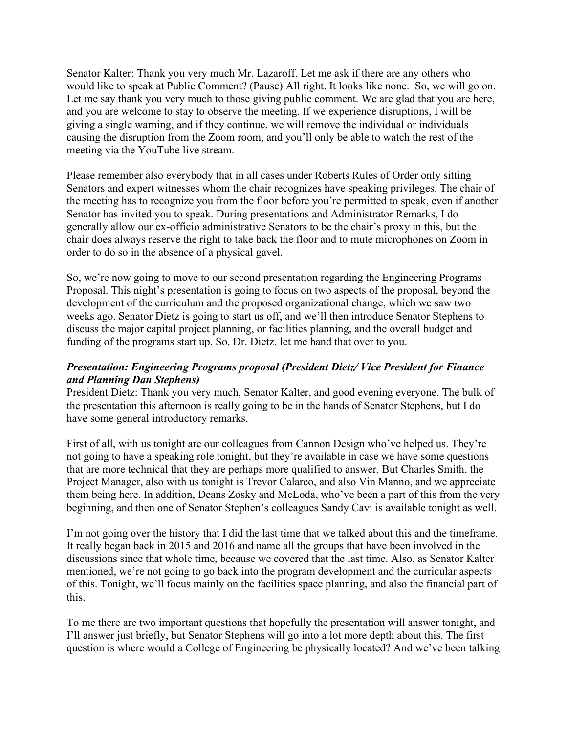Senator Kalter: Thank you very much Mr. Lazaroff. Let me ask if there are any others who would like to speak at Public Comment? (Pause) All right. It looks like none. So, we will go on. Let me say thank you very much to those giving public comment. We are glad that you are here, and you are welcome to stay to observe the meeting. If we experience disruptions, I will be giving a single warning, and if they continue, we will remove the individual or individuals causing the disruption from the Zoom room, and you'll only be able to watch the rest of the meeting via the YouTube live stream.

Please remember also everybody that in all cases under Roberts Rules of Order only sitting Senators and expert witnesses whom the chair recognizes have speaking privileges. The chair of the meeting has to recognize you from the floor before you're permitted to speak, even if another Senator has invited you to speak. During presentations and Administrator Remarks, I do generally allow our ex-officio administrative Senators to be the chair's proxy in this, but the chair does always reserve the right to take back the floor and to mute microphones on Zoom in order to do so in the absence of a physical gavel.

So, we're now going to move to our second presentation regarding the Engineering Programs Proposal. This night's presentation is going to focus on two aspects of the proposal, beyond the development of the curriculum and the proposed organizational change, which we saw two weeks ago. Senator Dietz is going to start us off, and we'll then introduce Senator Stephens to discuss the major capital project planning, or facilities planning, and the overall budget and funding of the programs start up. So, Dr. Dietz, let me hand that over to you.

***Presentation: Engineering Programs proposal (President Dietz/ Vice President for Finance and Planning Dan Stephens)***

President Dietz: Thank you very much, Senator Kalter, and good evening everyone. The bulk of the presentation this afternoon is really going to be in the hands of Senator Stephens, but I do have some general introductory remarks.

First of all, with us tonight are our colleagues from Cannon Design who've helped us. They're not going to have a speaking role tonight, but they're available in case we have some questions that are more technical that they are perhaps more qualified to answer. But Charles Smith, the Project Manager, also with us tonight is Trevor Calarco, and also Vin Manno, and we appreciate them being here. In addition, Deans Zosky and McLoda, who've been a part of this from the very beginning, and then one of Senator Stephen's colleagues Sandy Cavi is available tonight as well.

I'm not going over the history that I did the last time that we talked about this and the timeframe. It really began back in 2015 and 2016 and name all the groups that have been involved in the discussions since that whole time, because we covered that the last time. Also, as Senator Kalter mentioned, we're not going to go back into the program development and the curricular aspects of this. Tonight, we'll focus mainly on the facilities space planning, and also the financial part of this.

To me there are two important questions that hopefully the presentation will answer tonight, and I'll answer just briefly, but Senator Stephens will go into a lot more depth about this. The first question is where would a College of Engineering be physically located? And we've been talking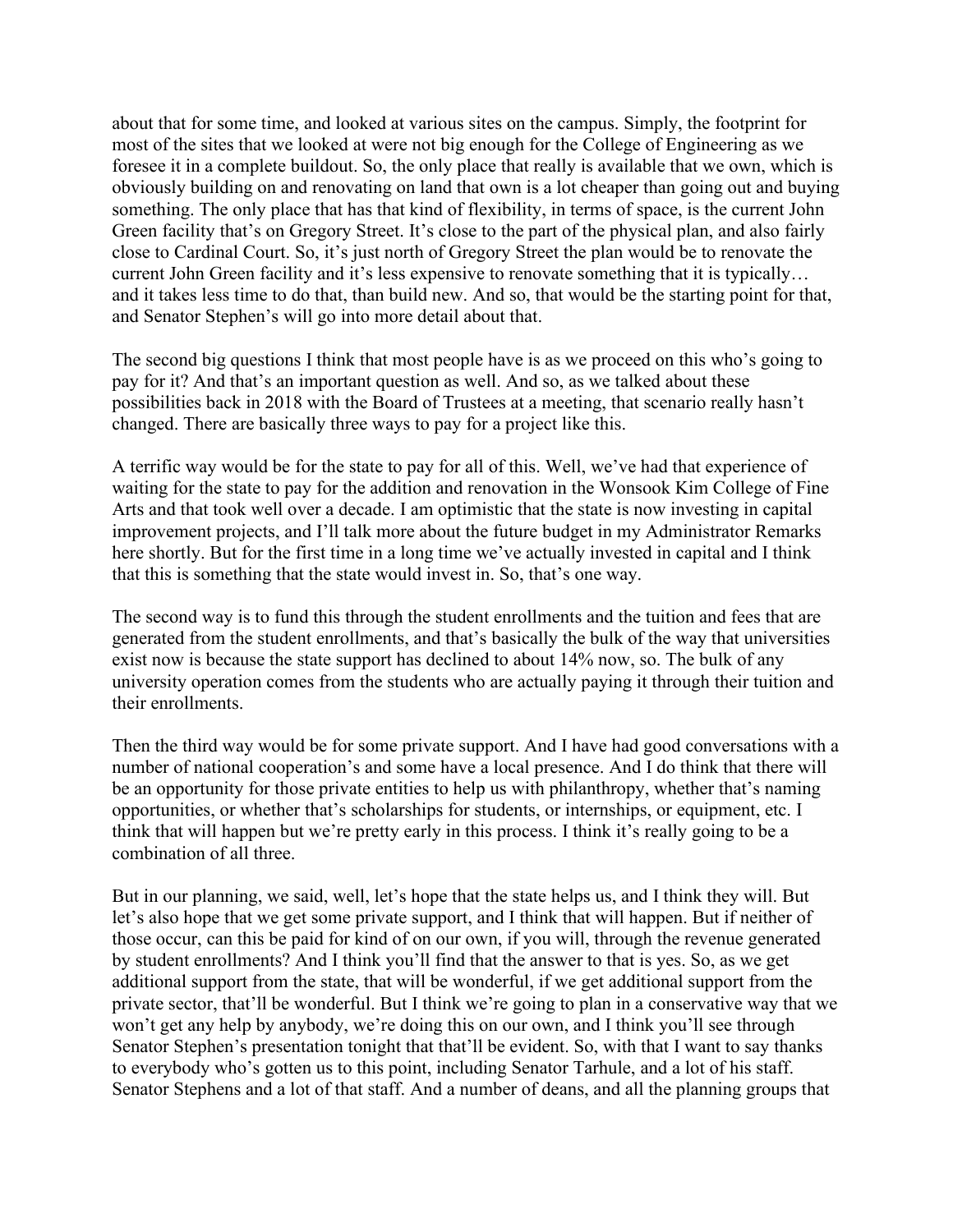about that for some time, and looked at various sites on the campus. Simply, the footprint for most of the sites that we looked at were not big enough for the College of Engineering as we foresee it in a complete buildout. So, the only place that really is available that we own, which is obviously building on and renovating on land that own is a lot cheaper than going out and buying something. The only place that has that kind of flexibility, in terms of space, is the current John Green facility that's on Gregory Street. It's close to the part of the physical plan, and also fairly close to Cardinal Court. So, it's just north of Gregory Street the plan would be to renovate the current John Green facility and it's less expensive to renovate something that it is typically… and it takes less time to do that, than build new. And so, that would be the starting point for that, and Senator Stephen's will go into more detail about that.

The second big questions I think that most people have is as we proceed on this who's going to pay for it? And that's an important question as well. And so, as we talked about these possibilities back in 2018 with the Board of Trustees at a meeting, that scenario really hasn't changed. There are basically three ways to pay for a project like this.

A terrific way would be for the state to pay for all of this. Well, we've had that experience of waiting for the state to pay for the addition and renovation in the Wonsook Kim College of Fine Arts and that took well over a decade. I am optimistic that the state is now investing in capital improvement projects, and I'll talk more about the future budget in my Administrator Remarks here shortly. But for the first time in a long time we've actually invested in capital and I think that this is something that the state would invest in. So, that's one way.

The second way is to fund this through the student enrollments and the tuition and fees that are generated from the student enrollments, and that's basically the bulk of the way that universities exist now is because the state support has declined to about 14% now, so. The bulk of any university operation comes from the students who are actually paying it through their tuition and their enrollments.

Then the third way would be for some private support. And I have had good conversations with a number of national cooperation's and some have a local presence. And I do think that there will be an opportunity for those private entities to help us with philanthropy, whether that's naming opportunities, or whether that's scholarships for students, or internships, or equipment, etc. I think that will happen but we're pretty early in this process. I think it's really going to be a combination of all three.

But in our planning, we said, well, let's hope that the state helps us, and I think they will. But let's also hope that we get some private support, and I think that will happen. But if neither of those occur, can this be paid for kind of on our own, if you will, through the revenue generated by student enrollments? And I think you'll find that the answer to that is yes. So, as we get additional support from the state, that will be wonderful, if we get additional support from the private sector, that'll be wonderful. But I think we're going to plan in a conservative way that we won't get any help by anybody, we're doing this on our own, and I think you'll see through Senator Stephen's presentation tonight that that'll be evident. So, with that I want to say thanks to everybody who's gotten us to this point, including Senator Tarhule, and a lot of his staff. Senator Stephens and a lot of that staff. And a number of deans, and all the planning groups that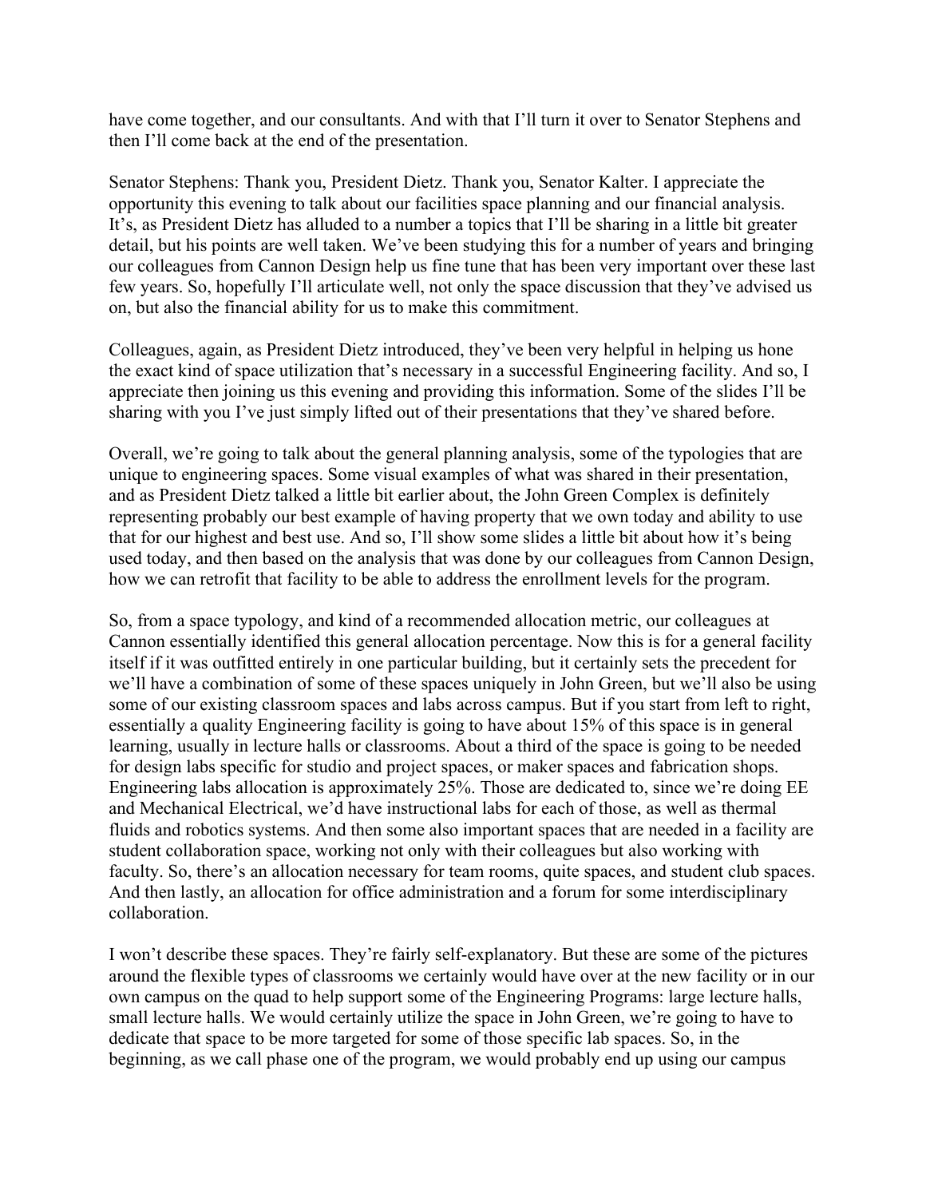have come together, and our consultants. And with that I'll turn it over to Senator Stephens and then I'll come back at the end of the presentation.

Senator Stephens: Thank you, President Dietz. Thank you, Senator Kalter. I appreciate the opportunity this evening to talk about our facilities space planning and our financial analysis. It's, as President Dietz has alluded to a number a topics that I'll be sharing in a little bit greater detail, but his points are well taken. We've been studying this for a number of years and bringing our colleagues from Cannon Design help us fine tune that has been very important over these last few years. So, hopefully I'll articulate well, not only the space discussion that they've advised us on, but also the financial ability for us to make this commitment.

Colleagues, again, as President Dietz introduced, they've been very helpful in helping us hone the exact kind of space utilization that's necessary in a successful Engineering facility. And so, I appreciate then joining us this evening and providing this information. Some of the slides I'll be sharing with you I've just simply lifted out of their presentations that they've shared before.

Overall, we're going to talk about the general planning analysis, some of the typologies that are unique to engineering spaces. Some visual examples of what was shared in their presentation, and as President Dietz talked a little bit earlier about, the John Green Complex is definitely representing probably our best example of having property that we own today and ability to use that for our highest and best use. And so, I'll show some slides a little bit about how it's being used today, and then based on the analysis that was done by our colleagues from Cannon Design, how we can retrofit that facility to be able to address the enrollment levels for the program.

So, from a space typology, and kind of a recommended allocation metric, our colleagues at Cannon essentially identified this general allocation percentage. Now this is for a general facility itself if it was outfitted entirely in one particular building, but it certainly sets the precedent for we'll have a combination of some of these spaces uniquely in John Green, but we'll also be using some of our existing classroom spaces and labs across campus. But if you start from left to right, essentially a quality Engineering facility is going to have about 15% of this space is in general learning, usually in lecture halls or classrooms. About a third of the space is going to be needed for design labs specific for studio and project spaces, or maker spaces and fabrication shops. Engineering labs allocation is approximately 25%. Those are dedicated to, since we're doing EE and Mechanical Electrical, we'd have instructional labs for each of those, as well as thermal fluids and robotics systems. And then some also important spaces that are needed in a facility are student collaboration space, working not only with their colleagues but also working with faculty. So, there's an allocation necessary for team rooms, quite spaces, and student club spaces. And then lastly, an allocation for office administration and a forum for some interdisciplinary collaboration.

I won't describe these spaces. They're fairly self-explanatory. But these are some of the pictures around the flexible types of classrooms we certainly would have over at the new facility or in our own campus on the quad to help support some of the Engineering Programs: large lecture halls, small lecture halls. We would certainly utilize the space in John Green, we're going to have to dedicate that space to be more targeted for some of those specific lab spaces. So, in the beginning, as we call phase one of the program, we would probably end up using our campus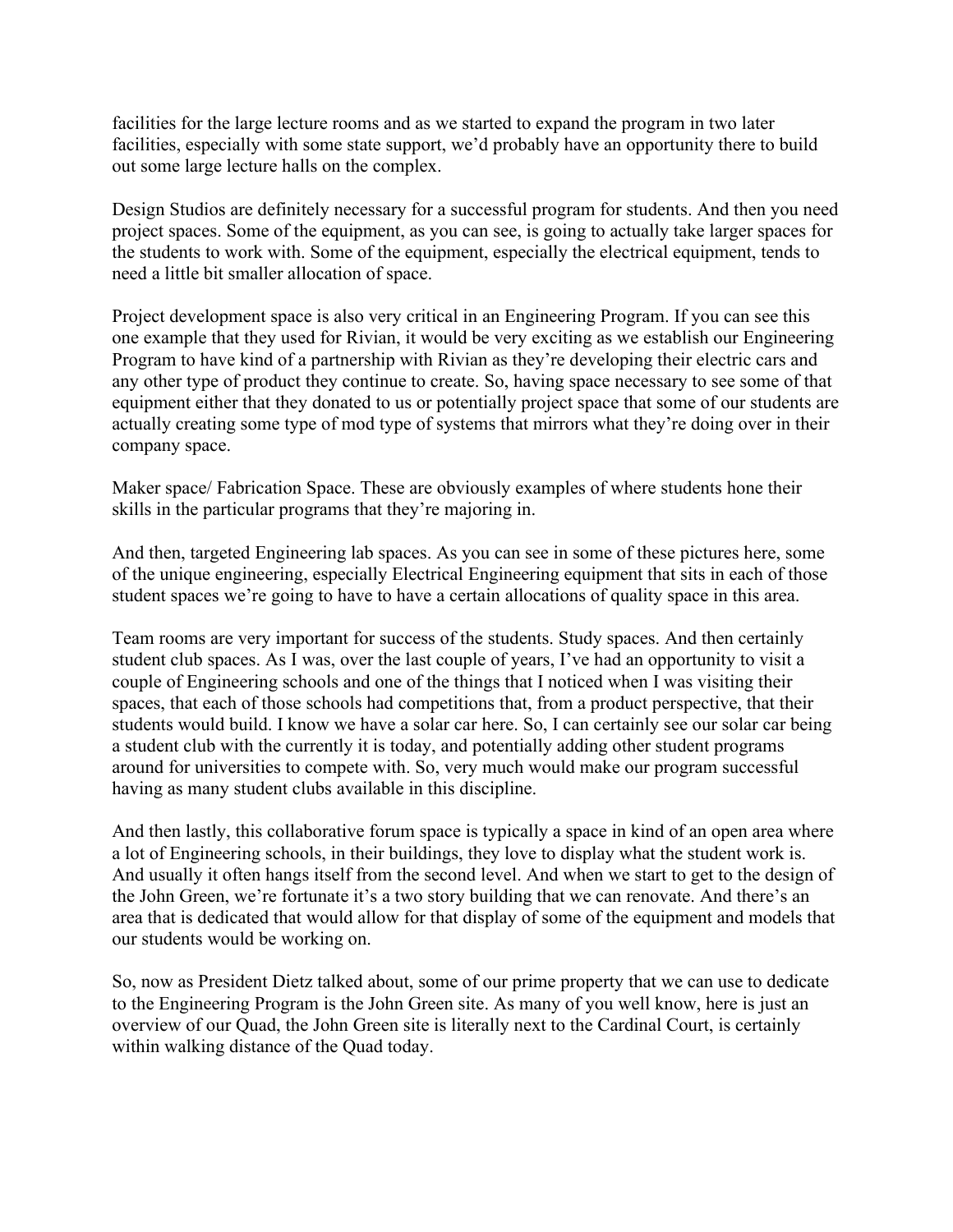facilities for the large lecture rooms and as we started to expand the program in two later facilities, especially with some state support, we'd probably have an opportunity there to build out some large lecture halls on the complex.

Design Studios are definitely necessary for a successful program for students. And then you need project spaces. Some of the equipment, as you can see, is going to actually take larger spaces for the students to work with. Some of the equipment, especially the electrical equipment, tends to need a little bit smaller allocation of space.

Project development space is also very critical in an Engineering Program. If you can see this one example that they used for Rivian, it would be very exciting as we establish our Engineering Program to have kind of a partnership with Rivian as they're developing their electric cars and any other type of product they continue to create. So, having space necessary to see some of that equipment either that they donated to us or potentially project space that some of our students are actually creating some type of mod type of systems that mirrors what they're doing over in their company space.

Maker space/ Fabrication Space. These are obviously examples of where students hone their skills in the particular programs that they're majoring in.

And then, targeted Engineering lab spaces. As you can see in some of these pictures here, some of the unique engineering, especially Electrical Engineering equipment that sits in each of those student spaces we're going to have to have a certain allocations of quality space in this area.

Team rooms are very important for success of the students. Study spaces. And then certainly student club spaces. As I was, over the last couple of years, I've had an opportunity to visit a couple of Engineering schools and one of the things that I noticed when I was visiting their spaces, that each of those schools had competitions that, from a product perspective, that their students would build. I know we have a solar car here. So, I can certainly see our solar car being a student club with the currently it is today, and potentially adding other student programs around for universities to compete with. So, very much would make our program successful having as many student clubs available in this discipline.

And then lastly, this collaborative forum space is typically a space in kind of an open area where a lot of Engineering schools, in their buildings, they love to display what the student work is. And usually it often hangs itself from the second level. And when we start to get to the design of the John Green, we're fortunate it's a two story building that we can renovate. And there's an area that is dedicated that would allow for that display of some of the equipment and models that our students would be working on.

So, now as President Dietz talked about, some of our prime property that we can use to dedicate to the Engineering Program is the John Green site. As many of you well know, here is just an overview of our Quad, the John Green site is literally next to the Cardinal Court, is certainly within walking distance of the Quad today.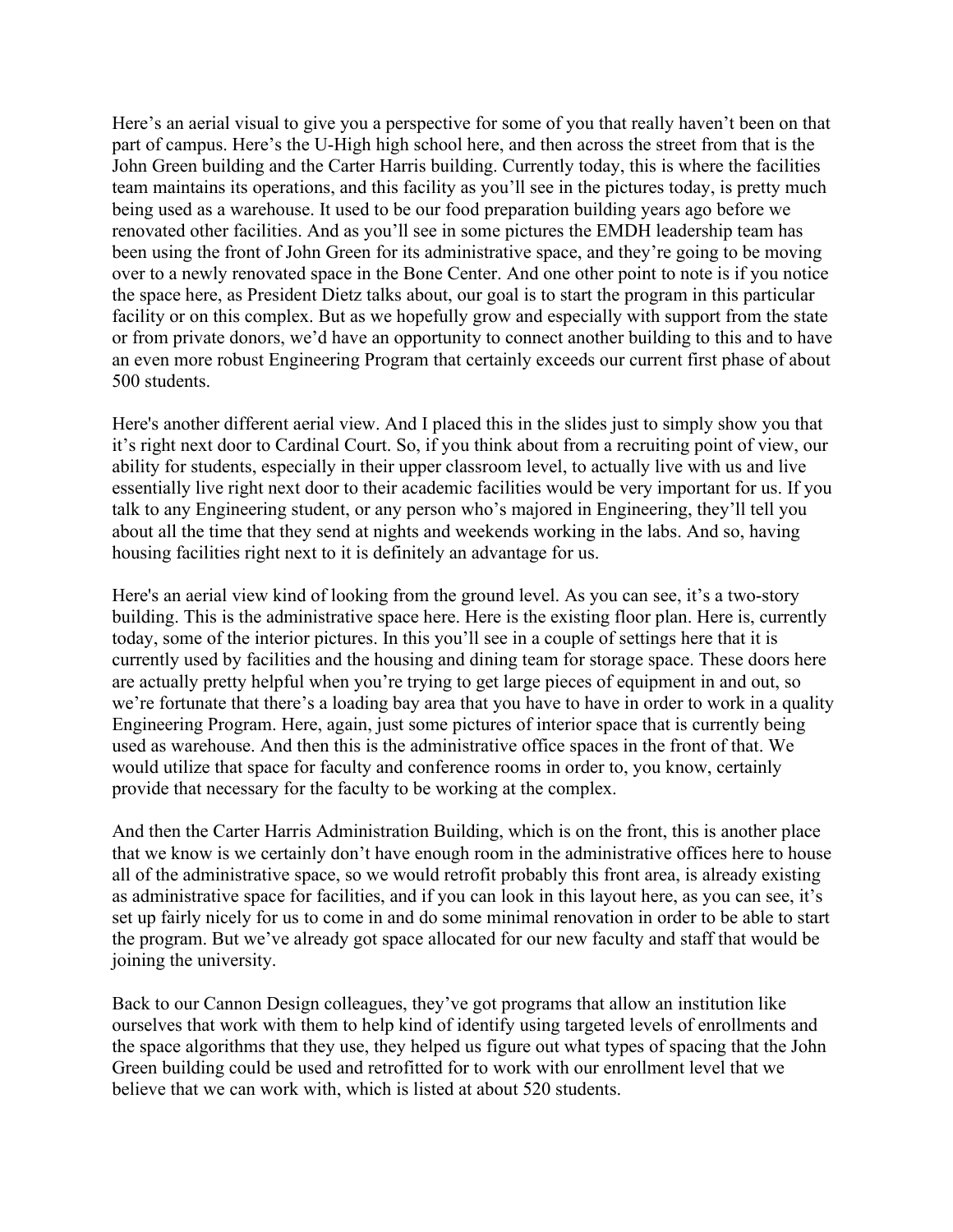Here's an aerial visual to give you a perspective for some of you that really haven't been on that part of campus. Here's the U-High high school here, and then across the street from that is the John Green building and the Carter Harris building. Currently today, this is where the facilities team maintains its operations, and this facility as you'll see in the pictures today, is pretty much being used as a warehouse. It used to be our food preparation building years ago before we renovated other facilities. And as you'll see in some pictures the EMDH leadership team has been using the front of John Green for its administrative space, and they're going to be moving over to a newly renovated space in the Bone Center. And one other point to note is if you notice the space here, as President Dietz talks about, our goal is to start the program in this particular facility or on this complex. But as we hopefully grow and especially with support from the state or from private donors, we'd have an opportunity to connect another building to this and to have an even more robust Engineering Program that certainly exceeds our current first phase of about 500 students.

Here's another different aerial view. And I placed this in the slides just to simply show you that it's right next door to Cardinal Court. So, if you think about from a recruiting point of view, our ability for students, especially in their upper classroom level, to actually live with us and live essentially live right next door to their academic facilities would be very important for us. If you talk to any Engineering student, or any person who's majored in Engineering, they'll tell you about all the time that they send at nights and weekends working in the labs. And so, having housing facilities right next to it is definitely an advantage for us.

Here's an aerial view kind of looking from the ground level. As you can see, it's a two-story building. This is the administrative space here. Here is the existing floor plan. Here is, currently today, some of the interior pictures. In this you'll see in a couple of settings here that it is currently used by facilities and the housing and dining team for storage space. These doors here are actually pretty helpful when you're trying to get large pieces of equipment in and out, so we're fortunate that there's a loading bay area that you have to have in order to work in a quality Engineering Program. Here, again, just some pictures of interior space that is currently being used as warehouse. And then this is the administrative office spaces in the front of that. We would utilize that space for faculty and conference rooms in order to, you know, certainly provide that necessary for the faculty to be working at the complex.

And then the Carter Harris Administration Building, which is on the front, this is another place that we know is we certainly don't have enough room in the administrative offices here to house all of the administrative space, so we would retrofit probably this front area, is already existing as administrative space for facilities, and if you can look in this layout here, as you can see, it's set up fairly nicely for us to come in and do some minimal renovation in order to be able to start the program. But we've already got space allocated for our new faculty and staff that would be joining the university.

Back to our Cannon Design colleagues, they've got programs that allow an institution like ourselves that work with them to help kind of identify using targeted levels of enrollments and the space algorithms that they use, they helped us figure out what types of spacing that the John Green building could be used and retrofitted for to work with our enrollment level that we believe that we can work with, which is listed at about 520 students.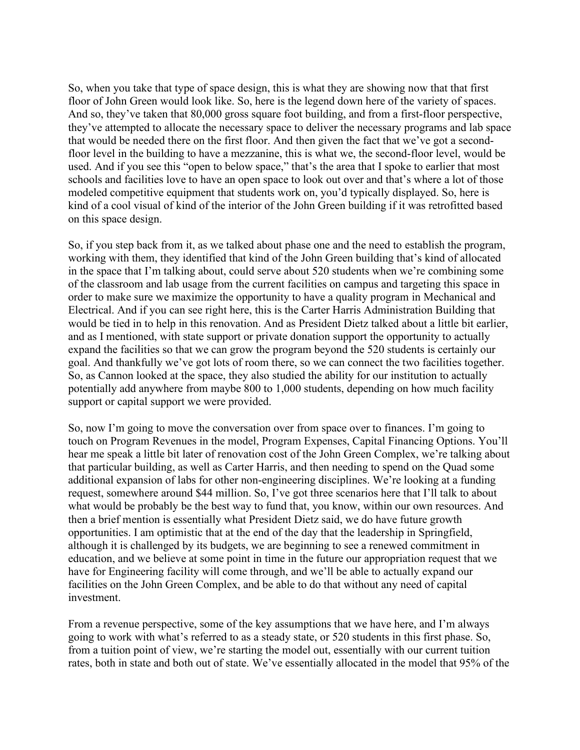So, when you take that type of space design, this is what they are showing now that that first floor of John Green would look like. So, here is the legend down here of the variety of spaces. And so, they've taken that 80,000 gross square foot building, and from a first-floor perspective, they've attempted to allocate the necessary space to deliver the necessary programs and lab space that would be needed there on the first floor. And then given the fact that we've got a second-floor level in the building to have a mezzanine, this is what we, the second-floor level, would be used. And if you see this "open to below space," that's the area that I spoke to earlier that most schools and facilities love to have an open space to look out over and that's where a lot of those modeled competitive equipment that students work on, you'd typically displayed. So, here is kind of a cool visual of kind of the interior of the John Green building if it was retrofitted based on this space design.

So, if you step back from it, as we talked about phase one and the need to establish the program, working with them, they identified that kind of the John Green building that's kind of allocated in the space that I'm talking about, could serve about 520 students when we're combining some of the classroom and lab usage from the current facilities on campus and targeting this space in order to make sure we maximize the opportunity to have a quality program in Mechanical and Electrical. And if you can see right here, this is the Carter Harris Administration Building that would be tied in to help in this renovation. And as President Dietz talked about a little bit earlier, and as I mentioned, with state support or private donation support the opportunity to actually expand the facilities so that we can grow the program beyond the 520 students is certainly our goal. And thankfully we've got lots of room there, so we can connect the two facilities together. So, as Cannon looked at the space, they also studied the ability for our institution to actually potentially add anywhere from maybe 800 to 1,000 students, depending on how much facility support or capital support we were provided.

So, now I'm going to move the conversation over from space over to finances. I'm going to touch on Program Revenues in the model, Program Expenses, Capital Financing Options. You'll hear me speak a little bit later of renovation cost of the John Green Complex, we're talking about that particular building, as well as Carter Harris, and then needing to spend on the Quad some additional expansion of labs for other non-engineering disciplines. We're looking at a funding request, somewhere around $44 million. So, I've got three scenarios here that I'll talk to about what would be probably be the best way to fund that, you know, within our own resources. And then a brief mention is essentially what President Dietz said, we do have future growth opportunities. I am optimistic that at the end of the day that the leadership in Springfield, although it is challenged by its budgets, we are beginning to see a renewed commitment in education, and we believe at some point in time in the future our appropriation request that we have for Engineering facility will come through, and we'll be able to actually expand our facilities on the John Green Complex, and be able to do that without any need of capital investment.

From a revenue perspective, some of the key assumptions that we have here, and I'm always going to work with what's referred to as a steady state, or 520 students in this first phase. So, from a tuition point of view, we're starting the model out, essentially with our current tuition rates, both in state and both out of state. We've essentially allocated in the model that 95% of the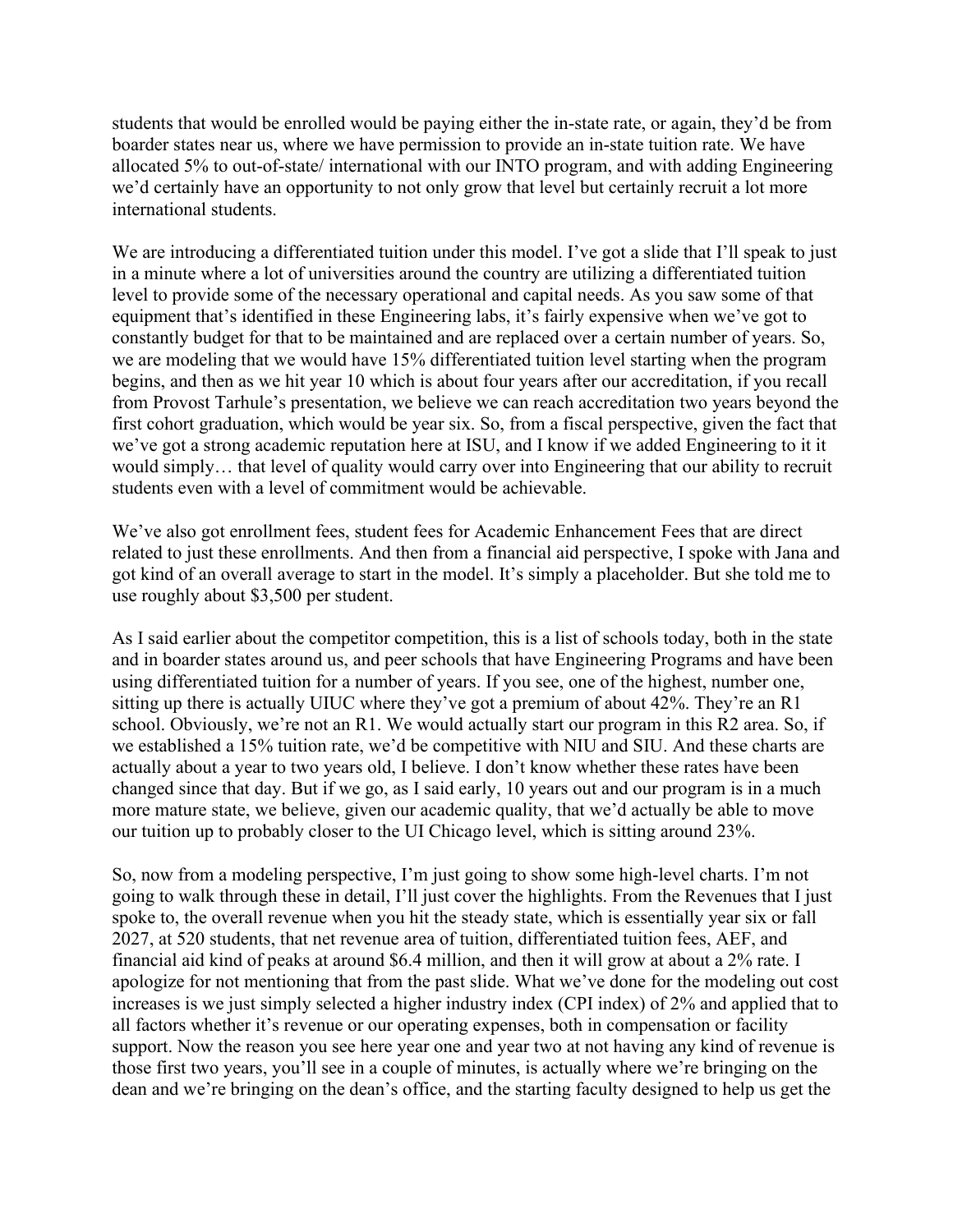students that would be enrolled would be paying either the in-state rate, or again, they'd be from boarder states near us, where we have permission to provide an in-state tuition rate. We have allocated 5% to out-of-state/ international with our INTO program, and with adding Engineering we'd certainly have an opportunity to not only grow that level but certainly recruit a lot more international students.

We are introducing a differentiated tuition under this model. I've got a slide that I'll speak to just in a minute where a lot of universities around the country are utilizing a differentiated tuition level to provide some of the necessary operational and capital needs. As you saw some of that equipment that's identified in these Engineering labs, it's fairly expensive when we've got to constantly budget for that to be maintained and are replaced over a certain number of years. So, we are modeling that we would have 15% differentiated tuition level starting when the program begins, and then as we hit year 10 which is about four years after our accreditation, if you recall from Provost Tarhule's presentation, we believe we can reach accreditation two years beyond the first cohort graduation, which would be year six. So, from a fiscal perspective, given the fact that we've got a strong academic reputation here at ISU, and I know if we added Engineering to it it would simply… that level of quality would carry over into Engineering that our ability to recruit students even with a level of commitment would be achievable.

We've also got enrollment fees, student fees for Academic Enhancement Fees that are direct related to just these enrollments. And then from a financial aid perspective, I spoke with Jana and got kind of an overall average to start in the model. It's simply a placeholder. But she told me to use roughly about $3,500 per student.

As I said earlier about the competitor competition, this is a list of schools today, both in the state and in boarder states around us, and peer schools that have Engineering Programs and have been using differentiated tuition for a number of years. If you see, one of the highest, number one, sitting up there is actually UIUC where they've got a premium of about 42%. They're an R1 school. Obviously, we're not an R1. We would actually start our program in this R2 area. So, if we established a 15% tuition rate, we'd be competitive with NIU and SIU. And these charts are actually about a year to two years old, I believe. I don't know whether these rates have been changed since that day. But if we go, as I said early, 10 years out and our program is in a much more mature state, we believe, given our academic quality, that we'd actually be able to move our tuition up to probably closer to the UI Chicago level, which is sitting around 23%.

So, now from a modeling perspective, I'm just going to show some high-level charts. I'm not going to walk through these in detail, I'll just cover the highlights. From the Revenues that I just spoke to, the overall revenue when you hit the steady state, which is essentially year six or fall 2027, at 520 students, that net revenue area of tuition, differentiated tuition fees, AEF, and financial aid kind of peaks at around $6.4 million, and then it will grow at about a 2% rate. I apologize for not mentioning that from the past slide. What we've done for the modeling out cost increases is we just simply selected a higher industry index (CPI index) of 2% and applied that to all factors whether it's revenue or our operating expenses, both in compensation or facility support. Now the reason you see here year one and year two at not having any kind of revenue is those first two years, you'll see in a couple of minutes, is actually where we're bringing on the dean and we're bringing on the dean's office, and the starting faculty designed to help us get the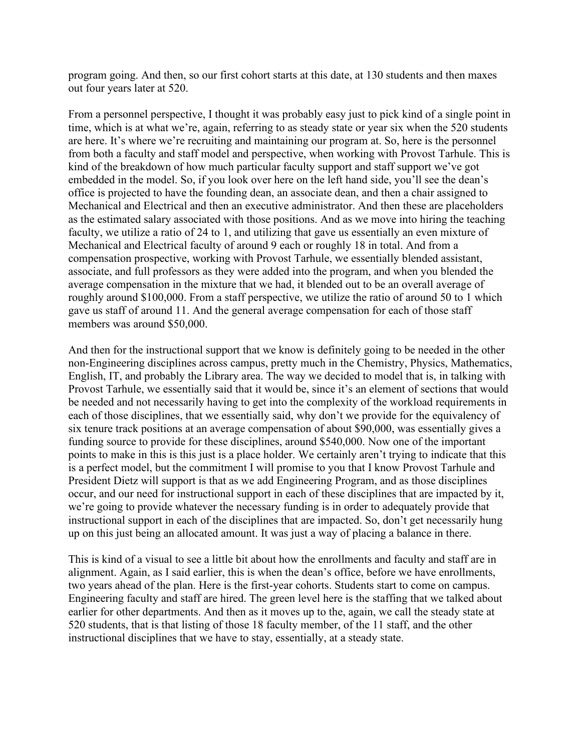program going. And then, so our first cohort starts at this date, at 130 students and then maxes out four years later at 520.

From a personnel perspective, I thought it was probably easy just to pick kind of a single point in time, which is at what we're, again, referring to as steady state or year six when the 520 students are here. It's where we're recruiting and maintaining our program at. So, here is the personnel from both a faculty and staff model and perspective, when working with Provost Tarhule. This is kind of the breakdown of how much particular faculty support and staff support we've got embedded in the model. So, if you look over here on the left hand side, you'll see the dean's office is projected to have the founding dean, an associate dean, and then a chair assigned to Mechanical and Electrical and then an executive administrator. And then these are placeholders as the estimated salary associated with those positions. And as we move into hiring the teaching faculty, we utilize a ratio of 24 to 1, and utilizing that gave us essentially an even mixture of Mechanical and Electrical faculty of around 9 each or roughly 18 in total. And from a compensation prospective, working with Provost Tarhule, we essentially blended assistant, associate, and full professors as they were added into the program, and when you blended the average compensation in the mixture that we had, it blended out to be an overall average of roughly around $100,000. From a staff perspective, we utilize the ratio of around 50 to 1 which gave us staff of around 11. And the general average compensation for each of those staff members was around $50,000.

And then for the instructional support that we know is definitely going to be needed in the other non-Engineering disciplines across campus, pretty much in the Chemistry, Physics, Mathematics, English, IT, and probably the Library area. The way we decided to model that is, in talking with Provost Tarhule, we essentially said that it would be, since it's an element of sections that would be needed and not necessarily having to get into the complexity of the workload requirements in each of those disciplines, that we essentially said, why don't we provide for the equivalency of six tenure track positions at an average compensation of about $90,000, was essentially gives a funding source to provide for these disciplines, around $540,000. Now one of the important points to make in this is this just is a place holder. We certainly aren't trying to indicate that this is a perfect model, but the commitment I will promise to you that I know Provost Tarhule and President Dietz will support is that as we add Engineering Program, and as those disciplines occur, and our need for instructional support in each of these disciplines that are impacted by it, we're going to provide whatever the necessary funding is in order to adequately provide that instructional support in each of the disciplines that are impacted. So, don't get necessarily hung up on this just being an allocated amount. It was just a way of placing a balance in there.

This is kind of a visual to see a little bit about how the enrollments and faculty and staff are in alignment. Again, as I said earlier, this is when the dean's office, before we have enrollments, two years ahead of the plan. Here is the first-year cohorts. Students start to come on campus. Engineering faculty and staff are hired. The green level here is the staffing that we talked about earlier for other departments. And then as it moves up to the, again, we call the steady state at 520 students, that is that listing of those 18 faculty member, of the 11 staff, and the other instructional disciplines that we have to stay, essentially, at a steady state.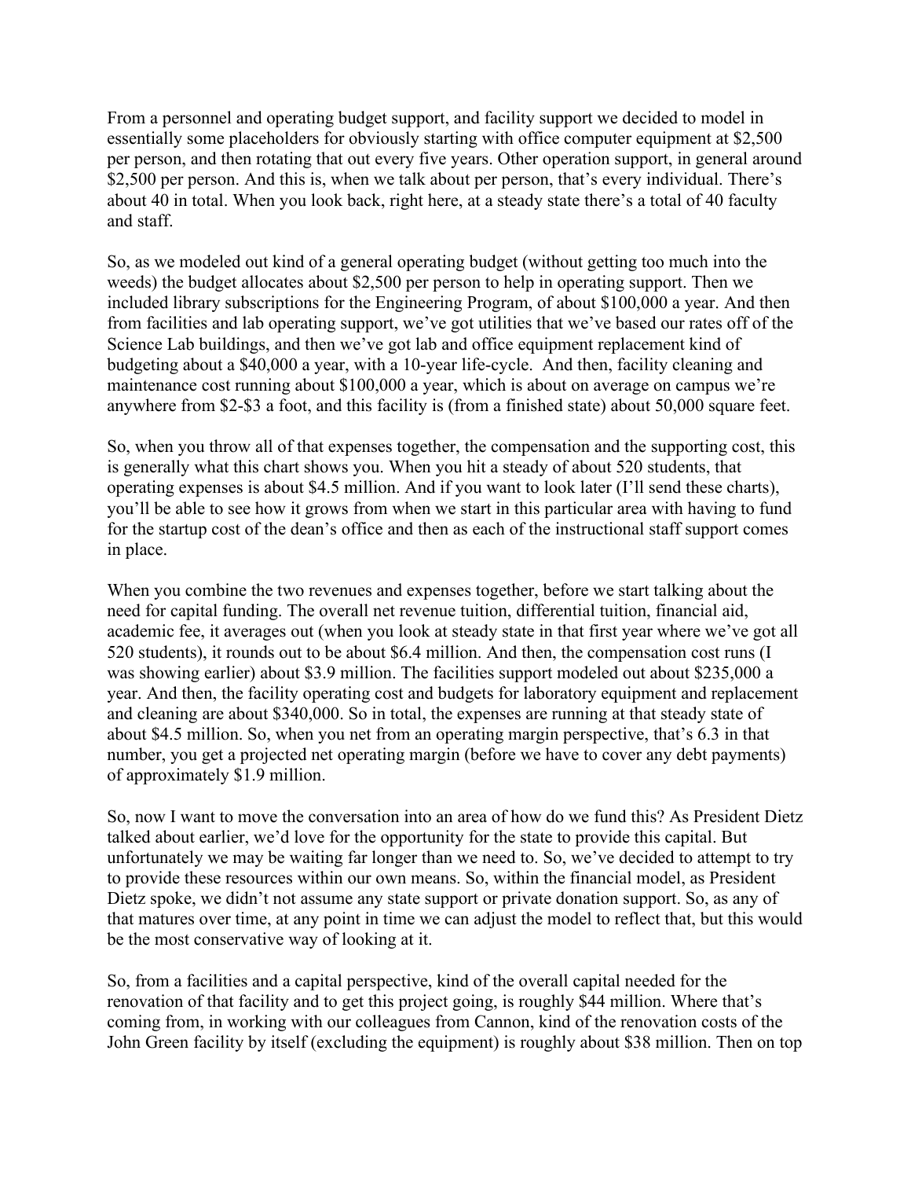From a personnel and operating budget support, and facility support we decided to model in essentially some placeholders for obviously starting with office computer equipment at $2,500 per person, and then rotating that out every five years. Other operation support, in general around $2,500 per person. And this is, when we talk about per person, that's every individual. There's about 40 in total. When you look back, right here, at a steady state there's a total of 40 faculty and staff.

So, as we modeled out kind of a general operating budget (without getting too much into the weeds) the budget allocates about $2,500 per person to help in operating support. Then we included library subscriptions for the Engineering Program, of about $100,000 a year. And then from facilities and lab operating support, we've got utilities that we've based our rates off of the Science Lab buildings, and then we've got lab and office equipment replacement kind of budgeting about a $40,000 a year, with a 10-year life-cycle. And then, facility cleaning and maintenance cost running about $100,000 a year, which is about on average on campus we're anywhere from $2-$3 a foot, and this facility is (from a finished state) about 50,000 square feet.

So, when you throw all of that expenses together, the compensation and the supporting cost, this is generally what this chart shows you. When you hit a steady of about 520 students, that operating expenses is about $4.5 million. And if you want to look later (I'll send these charts), you'll be able to see how it grows from when we start in this particular area with having to fund for the startup cost of the dean's office and then as each of the instructional staff support comes in place.

When you combine the two revenues and expenses together, before we start talking about the need for capital funding. The overall net revenue tuition, differential tuition, financial aid, academic fee, it averages out (when you look at steady state in that first year where we've got all 520 students), it rounds out to be about $6.4 million. And then, the compensation cost runs (I was showing earlier) about $3.9 million. The facilities support modeled out about $235,000 a year. And then, the facility operating cost and budgets for laboratory equipment and replacement and cleaning are about $340,000. So in total, the expenses are running at that steady state of about $4.5 million. So, when you net from an operating margin perspective, that's 6.3 in that number, you get a projected net operating margin (before we have to cover any debt payments) of approximately $1.9 million.

So, now I want to move the conversation into an area of how do we fund this? As President Dietz talked about earlier, we'd love for the opportunity for the state to provide this capital. But unfortunately we may be waiting far longer than we need to. So, we've decided to attempt to try to provide these resources within our own means. So, within the financial model, as President Dietz spoke, we didn't not assume any state support or private donation support. So, as any of that matures over time, at any point in time we can adjust the model to reflect that, but this would be the most conservative way of looking at it.

So, from a facilities and a capital perspective, kind of the overall capital needed for the renovation of that facility and to get this project going, is roughly $44 million. Where that's coming from, in working with our colleagues from Cannon, kind of the renovation costs of the John Green facility by itself (excluding the equipment) is roughly about $38 million. Then on top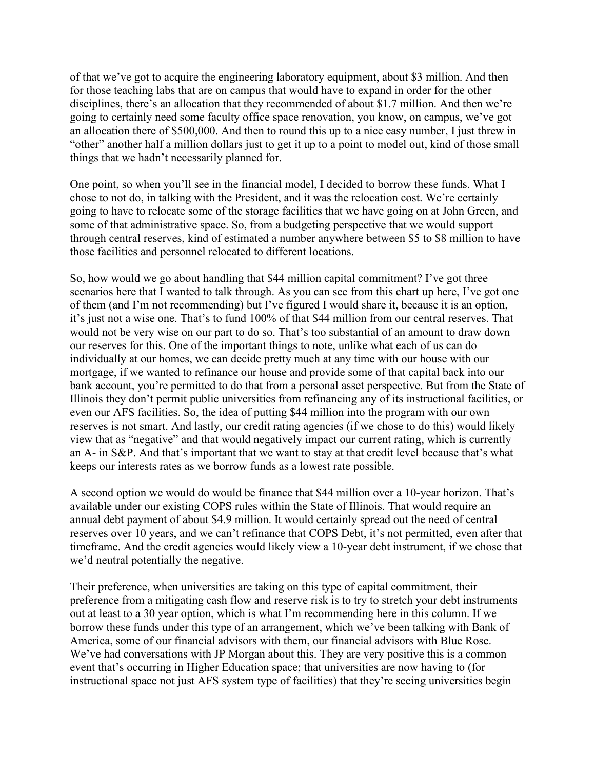of that we've got to acquire the engineering laboratory equipment, about $3 million. And then for those teaching labs that are on campus that would have to expand in order for the other disciplines, there's an allocation that they recommended of about $1.7 million. And then we're going to certainly need some faculty office space renovation, you know, on campus, we've got an allocation there of $500,000. And then to round this up to a nice easy number, I just threw in "other" another half a million dollars just to get it up to a point to model out, kind of those small things that we hadn't necessarily planned for.

One point, so when you'll see in the financial model, I decided to borrow these funds. What I chose to not do, in talking with the President, and it was the relocation cost. We're certainly going to have to relocate some of the storage facilities that we have going on at John Green, and some of that administrative space. So, from a budgeting perspective that we would support through central reserves, kind of estimated a number anywhere between $5 to $8 million to have those facilities and personnel relocated to different locations.

So, how would we go about handling that $44 million capital commitment? I've got three scenarios here that I wanted to talk through. As you can see from this chart up here, I've got one of them (and I'm not recommending) but I've figured I would share it, because it is an option, it's just not a wise one. That's to fund 100% of that $44 million from our central reserves. That would not be very wise on our part to do so. That's too substantial of an amount to draw down our reserves for this. One of the important things to note, unlike what each of us can do individually at our homes, we can decide pretty much at any time with our house with our mortgage, if we wanted to refinance our house and provide some of that capital back into our bank account, you're permitted to do that from a personal asset perspective. But from the State of Illinois they don't permit public universities from refinancing any of its instructional facilities, or even our AFS facilities. So, the idea of putting $44 million into the program with our own reserves is not smart. And lastly, our credit rating agencies (if we chose to do this) would likely view that as "negative" and that would negatively impact our current rating, which is currently an A- in S&P. And that's important that we want to stay at that credit level because that's what keeps our interests rates as we borrow funds as a lowest rate possible.

A second option we would do would be finance that $44 million over a 10-year horizon. That's available under our existing COPS rules within the State of Illinois. That would require an annual debt payment of about $4.9 million. It would certainly spread out the need of central reserves over 10 years, and we can't refinance that COPS Debt, it's not permitted, even after that timeframe. And the credit agencies would likely view a 10-year debt instrument, if we chose that we'd neutral potentially the negative.

Their preference, when universities are taking on this type of capital commitment, their preference from a mitigating cash flow and reserve risk is to try to stretch your debt instruments out at least to a 30 year option, which is what I'm recommending here in this column. If we borrow these funds under this type of an arrangement, which we've been talking with Bank of America, some of our financial advisors with them, our financial advisors with Blue Rose. We've had conversations with JP Morgan about this. They are very positive this is a common event that's occurring in Higher Education space; that universities are now having to (for instructional space not just AFS system type of facilities) that they're seeing universities begin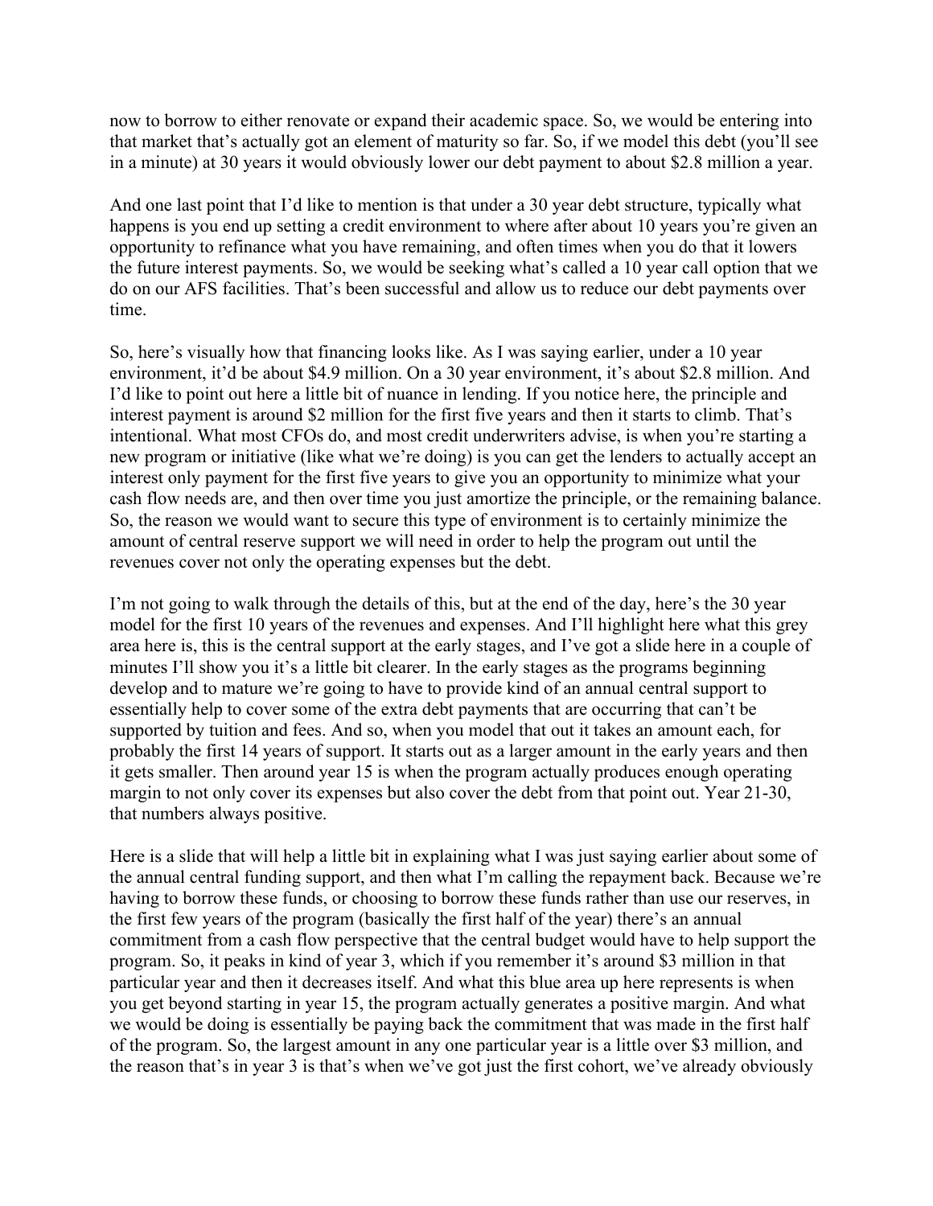now to borrow to either renovate or expand their academic space. So, we would be entering into that market that's actually got an element of maturity so far. So, if we model this debt (you'll see in a minute) at 30 years it would obviously lower our debt payment to about $2.8 million a year.

And one last point that I'd like to mention is that under a 30 year debt structure, typically what happens is you end up setting a credit environment to where after about 10 years you're given an opportunity to refinance what you have remaining, and often times when you do that it lowers the future interest payments. So, we would be seeking what's called a 10 year call option that we do on our AFS facilities. That's been successful and allow us to reduce our debt payments over time.

So, here's visually how that financing looks like. As I was saying earlier, under a 10 year environment, it'd be about $4.9 million. On a 30 year environment, it's about $2.8 million. And I'd like to point out here a little bit of nuance in lending. If you notice here, the principle and interest payment is around $2 million for the first five years and then it starts to climb. That's intentional. What most CFOs do, and most credit underwriters advise, is when you're starting a new program or initiative (like what we're doing) is you can get the lenders to actually accept an interest only payment for the first five years to give you an opportunity to minimize what your cash flow needs are, and then over time you just amortize the principle, or the remaining balance. So, the reason we would want to secure this type of environment is to certainly minimize the amount of central reserve support we will need in order to help the program out until the revenues cover not only the operating expenses but the debt.

I'm not going to walk through the details of this, but at the end of the day, here's the 30 year model for the first 10 years of the revenues and expenses. And I'll highlight here what this grey area here is, this is the central support at the early stages, and I've got a slide here in a couple of minutes I'll show you it's a little bit clearer. In the early stages as the programs beginning develop and to mature we're going to have to provide kind of an annual central support to essentially help to cover some of the extra debt payments that are occurring that can't be supported by tuition and fees. And so, when you model that out it takes an amount each, for probably the first 14 years of support. It starts out as a larger amount in the early years and then it gets smaller. Then around year 15 is when the program actually produces enough operating margin to not only cover its expenses but also cover the debt from that point out. Year 21-30, that numbers always positive.

Here is a slide that will help a little bit in explaining what I was just saying earlier about some of the annual central funding support, and then what I'm calling the repayment back. Because we're having to borrow these funds, or choosing to borrow these funds rather than use our reserves, in the first few years of the program (basically the first half of the year) there's an annual commitment from a cash flow perspective that the central budget would have to help support the program. So, it peaks in kind of year 3, which if you remember it's around $3 million in that particular year and then it decreases itself. And what this blue area up here represents is when you get beyond starting in year 15, the program actually generates a positive margin. And what we would be doing is essentially be paying back the commitment that was made in the first half of the program. So, the largest amount in any one particular year is a little over $3 million, and the reason that's in year 3 is that's when we've got just the first cohort, we've already obviously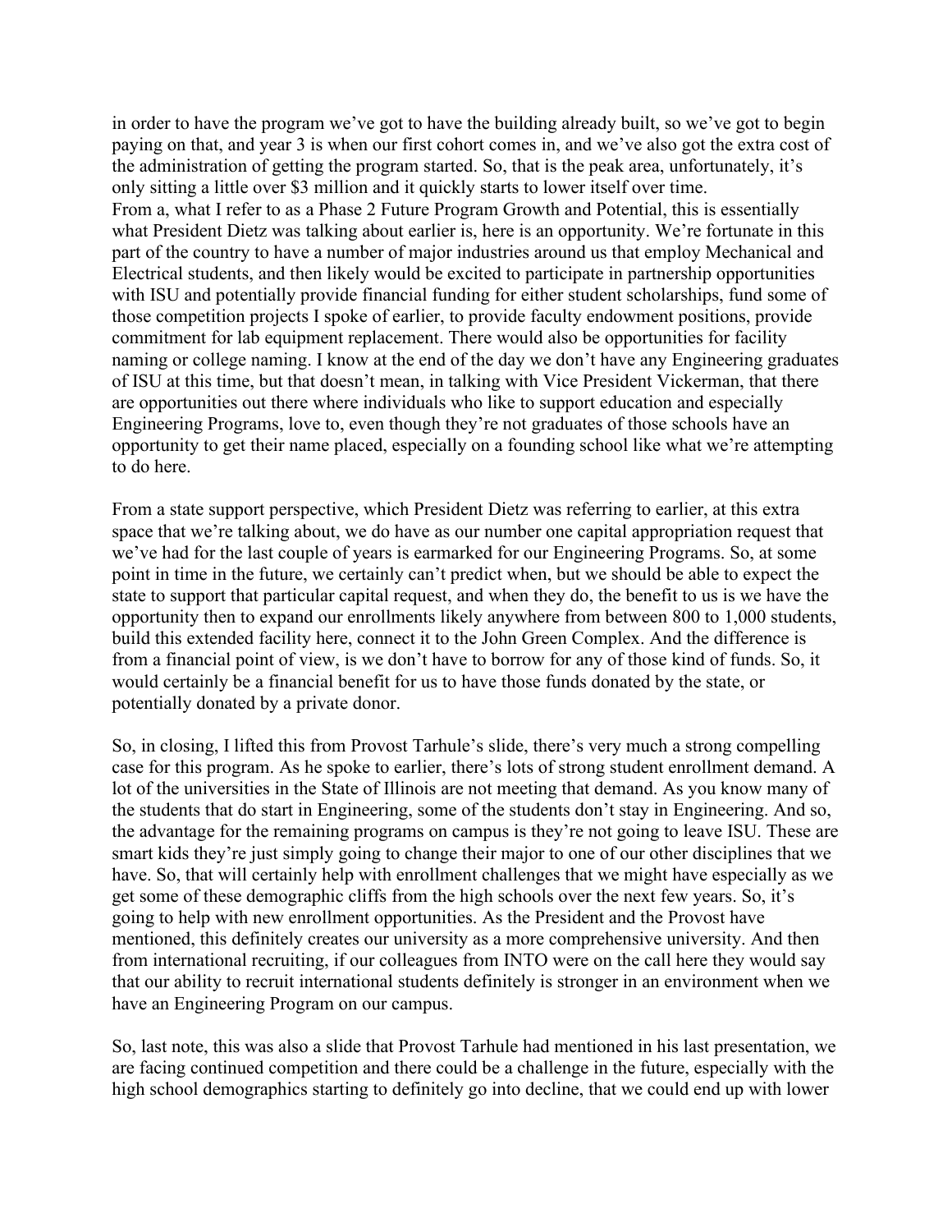in order to have the program we've got to have the building already built, so we've got to begin paying on that, and year 3 is when our first cohort comes in, and we've also got the extra cost of the administration of getting the program started. So, that is the peak area, unfortunately, it's only sitting a little over $3 million and it quickly starts to lower itself over time.
From a, what I refer to as a Phase 2 Future Program Growth and Potential, this is essentially what President Dietz was talking about earlier is, here is an opportunity. We're fortunate in this part of the country to have a number of major industries around us that employ Mechanical and Electrical students, and then likely would be excited to participate in partnership opportunities with ISU and potentially provide financial funding for either student scholarships, fund some of those competition projects I spoke of earlier, to provide faculty endowment positions, provide commitment for lab equipment replacement. There would also be opportunities for facility naming or college naming. I know at the end of the day we don't have any Engineering graduates of ISU at this time, but that doesn't mean, in talking with Vice President Vickerman, that there are opportunities out there where individuals who like to support education and especially Engineering Programs, love to, even though they're not graduates of those schools have an opportunity to get their name placed, especially on a founding school like what we're attempting to do here.

From a state support perspective, which President Dietz was referring to earlier, at this extra space that we're talking about, we do have as our number one capital appropriation request that we've had for the last couple of years is earmarked for our Engineering Programs. So, at some point in time in the future, we certainly can't predict when, but we should be able to expect the state to support that particular capital request, and when they do, the benefit to us is we have the opportunity then to expand our enrollments likely anywhere from between 800 to 1,000 students, build this extended facility here, connect it to the John Green Complex. And the difference is from a financial point of view, is we don't have to borrow for any of those kind of funds. So, it would certainly be a financial benefit for us to have those funds donated by the state, or potentially donated by a private donor.

So, in closing, I lifted this from Provost Tarhule's slide, there's very much a strong compelling case for this program. As he spoke to earlier, there's lots of strong student enrollment demand. A lot of the universities in the State of Illinois are not meeting that demand. As you know many of the students that do start in Engineering, some of the students don't stay in Engineering. And so, the advantage for the remaining programs on campus is they're not going to leave ISU. These are smart kids they're just simply going to change their major to one of our other disciplines that we have. So, that will certainly help with enrollment challenges that we might have especially as we get some of these demographic cliffs from the high schools over the next few years. So, it's going to help with new enrollment opportunities. As the President and the Provost have mentioned, this definitely creates our university as a more comprehensive university. And then from international recruiting, if our colleagues from INTO were on the call here they would say that our ability to recruit international students definitely is stronger in an environment when we have an Engineering Program on our campus.

So, last note, this was also a slide that Provost Tarhule had mentioned in his last presentation, we are facing continued competition and there could be a challenge in the future, especially with the high school demographics starting to definitely go into decline, that we could end up with lower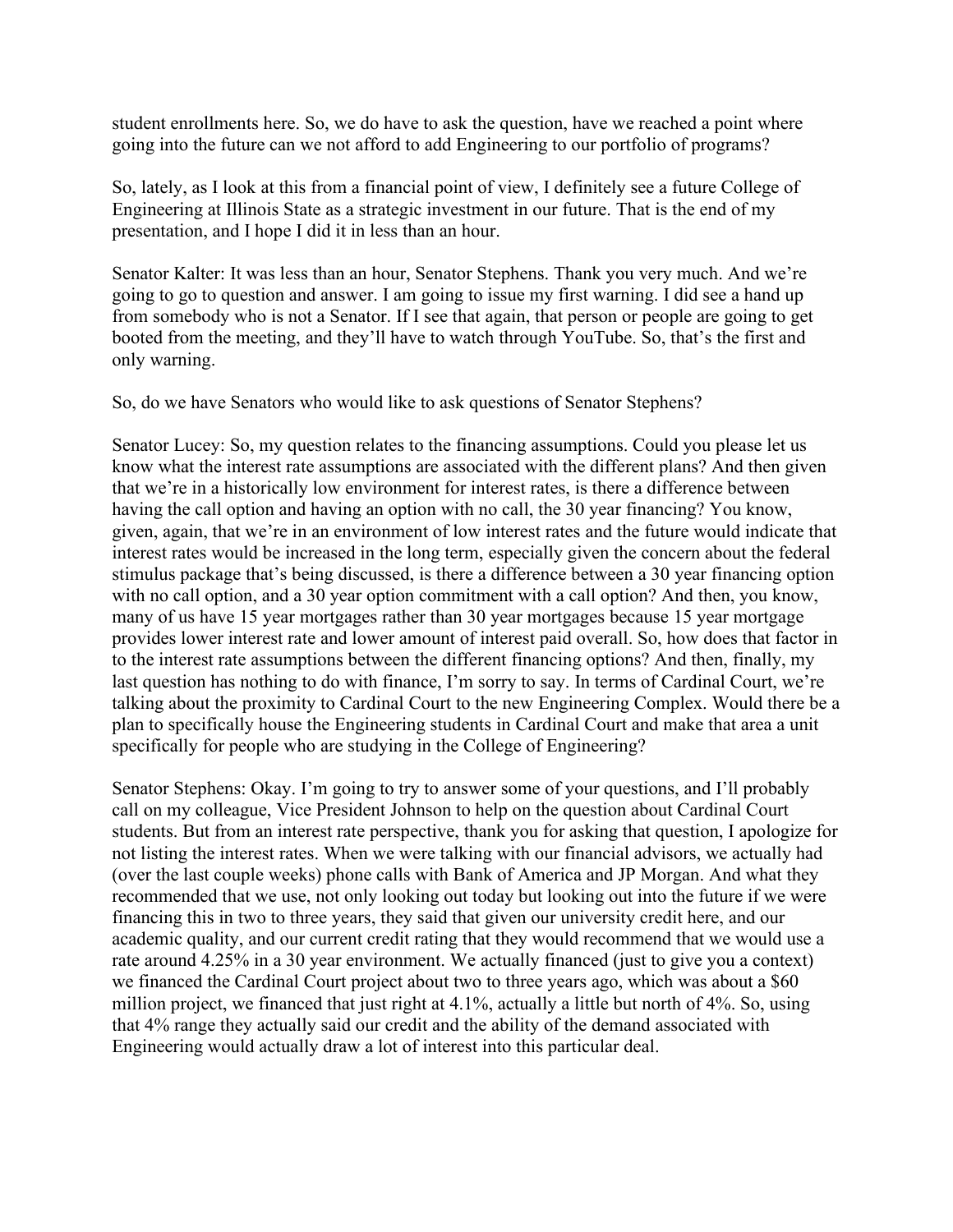student enrollments here. So, we do have to ask the question, have we reached a point where going into the future can we not afford to add Engineering to our portfolio of programs?

So, lately, as I look at this from a financial point of view, I definitely see a future College of Engineering at Illinois State as a strategic investment in our future. That is the end of my presentation, and I hope I did it in less than an hour.

Senator Kalter: It was less than an hour, Senator Stephens. Thank you very much. And we're going to go to question and answer. I am going to issue my first warning. I did see a hand up from somebody who is not a Senator. If I see that again, that person or people are going to get booted from the meeting, and they'll have to watch through YouTube. So, that's the first and only warning.

So, do we have Senators who would like to ask questions of Senator Stephens?

Senator Lucey: So, my question relates to the financing assumptions. Could you please let us know what the interest rate assumptions are associated with the different plans? And then given that we're in a historically low environment for interest rates, is there a difference between having the call option and having an option with no call, the 30 year financing? You know, given, again, that we're in an environment of low interest rates and the future would indicate that interest rates would be increased in the long term, especially given the concern about the federal stimulus package that's being discussed, is there a difference between a 30 year financing option with no call option, and a 30 year option commitment with a call option? And then, you know, many of us have 15 year mortgages rather than 30 year mortgages because 15 year mortgage provides lower interest rate and lower amount of interest paid overall. So, how does that factor in to the interest rate assumptions between the different financing options? And then, finally, my last question has nothing to do with finance, I'm sorry to say. In terms of Cardinal Court, we're talking about the proximity to Cardinal Court to the new Engineering Complex. Would there be a plan to specifically house the Engineering students in Cardinal Court and make that area a unit specifically for people who are studying in the College of Engineering?

Senator Stephens: Okay. I'm going to try to answer some of your questions, and I'll probably call on my colleague, Vice President Johnson to help on the question about Cardinal Court students. But from an interest rate perspective, thank you for asking that question, I apologize for not listing the interest rates. When we were talking with our financial advisors, we actually had (over the last couple weeks) phone calls with Bank of America and JP Morgan. And what they recommended that we use, not only looking out today but looking out into the future if we were financing this in two to three years, they said that given our university credit here, and our academic quality, and our current credit rating that they would recommend that we would use a rate around 4.25% in a 30 year environment. We actually financed (just to give you a context) we financed the Cardinal Court project about two to three years ago, which was about a $60 million project, we financed that just right at 4.1%, actually a little but north of 4%. So, using that 4% range they actually said our credit and the ability of the demand associated with Engineering would actually draw a lot of interest into this particular deal.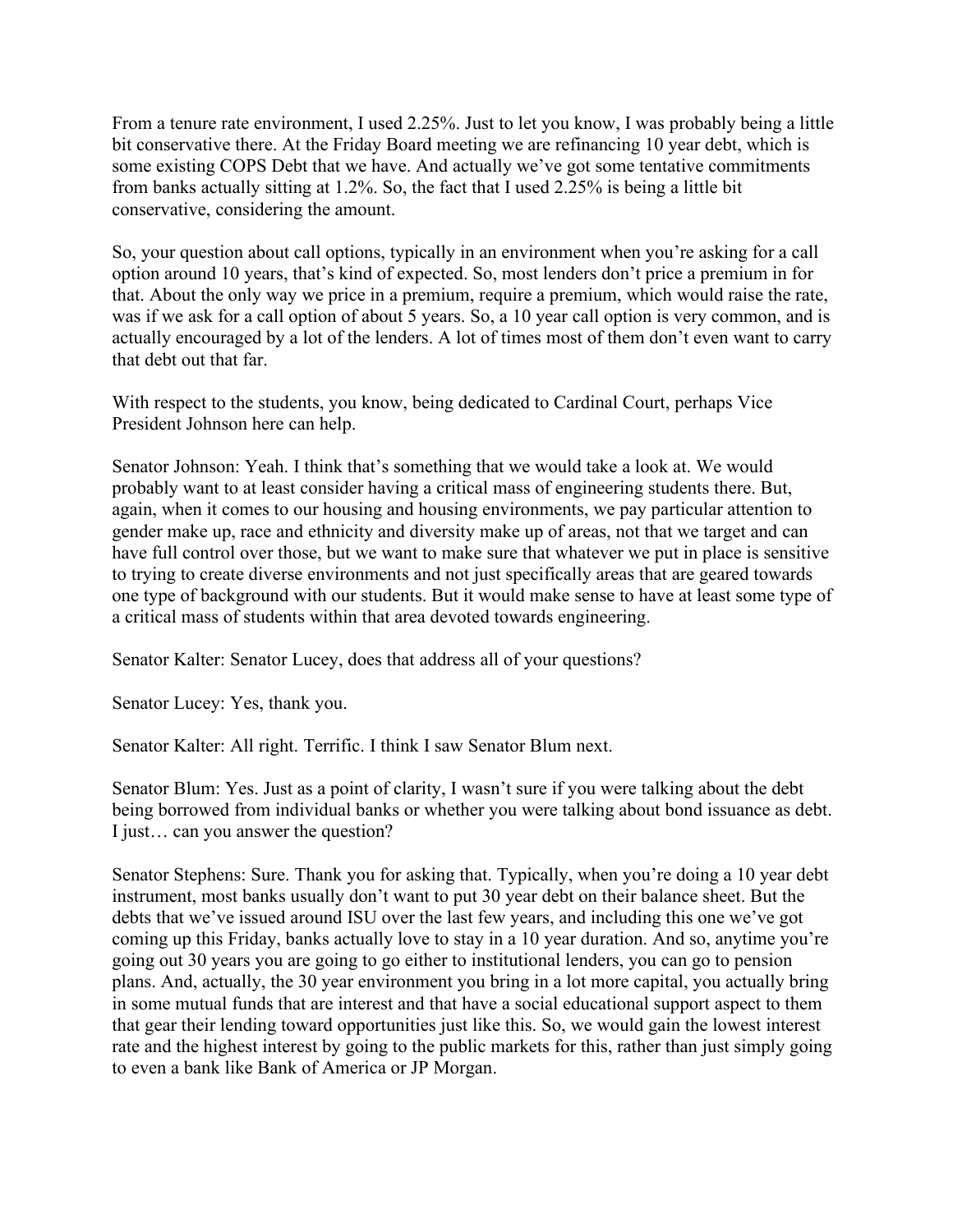From a tenure rate environment, I used 2.25%. Just to let you know, I was probably being a little bit conservative there. At the Friday Board meeting we are refinancing 10 year debt, which is some existing COPS Debt that we have. And actually we've got some tentative commitments from banks actually sitting at 1.2%. So, the fact that I used 2.25% is being a little bit conservative, considering the amount.

So, your question about call options, typically in an environment when you're asking for a call option around 10 years, that's kind of expected. So, most lenders don't price a premium in for that. About the only way we price in a premium, require a premium, which would raise the rate, was if we ask for a call option of about 5 years. So, a 10 year call option is very common, and is actually encouraged by a lot of the lenders. A lot of times most of them don't even want to carry that debt out that far.

With respect to the students, you know, being dedicated to Cardinal Court, perhaps Vice President Johnson here can help.

Senator Johnson: Yeah. I think that's something that we would take a look at. We would probably want to at least consider having a critical mass of engineering students there. But, again, when it comes to our housing and housing environments, we pay particular attention to gender make up, race and ethnicity and diversity make up of areas, not that we target and can have full control over those, but we want to make sure that whatever we put in place is sensitive to trying to create diverse environments and not just specifically areas that are geared towards one type of background with our students. But it would make sense to have at least some type of a critical mass of students within that area devoted towards engineering.

Senator Kalter: Senator Lucey, does that address all of your questions?

Senator Lucey: Yes, thank you.

Senator Kalter: All right. Terrific. I think I saw Senator Blum next.

Senator Blum: Yes. Just as a point of clarity, I wasn't sure if you were talking about the debt being borrowed from individual banks or whether you were talking about bond issuance as debt. I just… can you answer the question?

Senator Stephens: Sure. Thank you for asking that. Typically, when you're doing a 10 year debt instrument, most banks usually don't want to put 30 year debt on their balance sheet. But the debts that we've issued around ISU over the last few years, and including this one we've got coming up this Friday, banks actually love to stay in a 10 year duration. And so, anytime you're going out 30 years you are going to go either to institutional lenders, you can go to pension plans. And, actually, the 30 year environment you bring in a lot more capital, you actually bring in some mutual funds that are interest and that have a social educational support aspect to them that gear their lending toward opportunities just like this. So, we would gain the lowest interest rate and the highest interest by going to the public markets for this, rather than just simply going to even a bank like Bank of America or JP Morgan.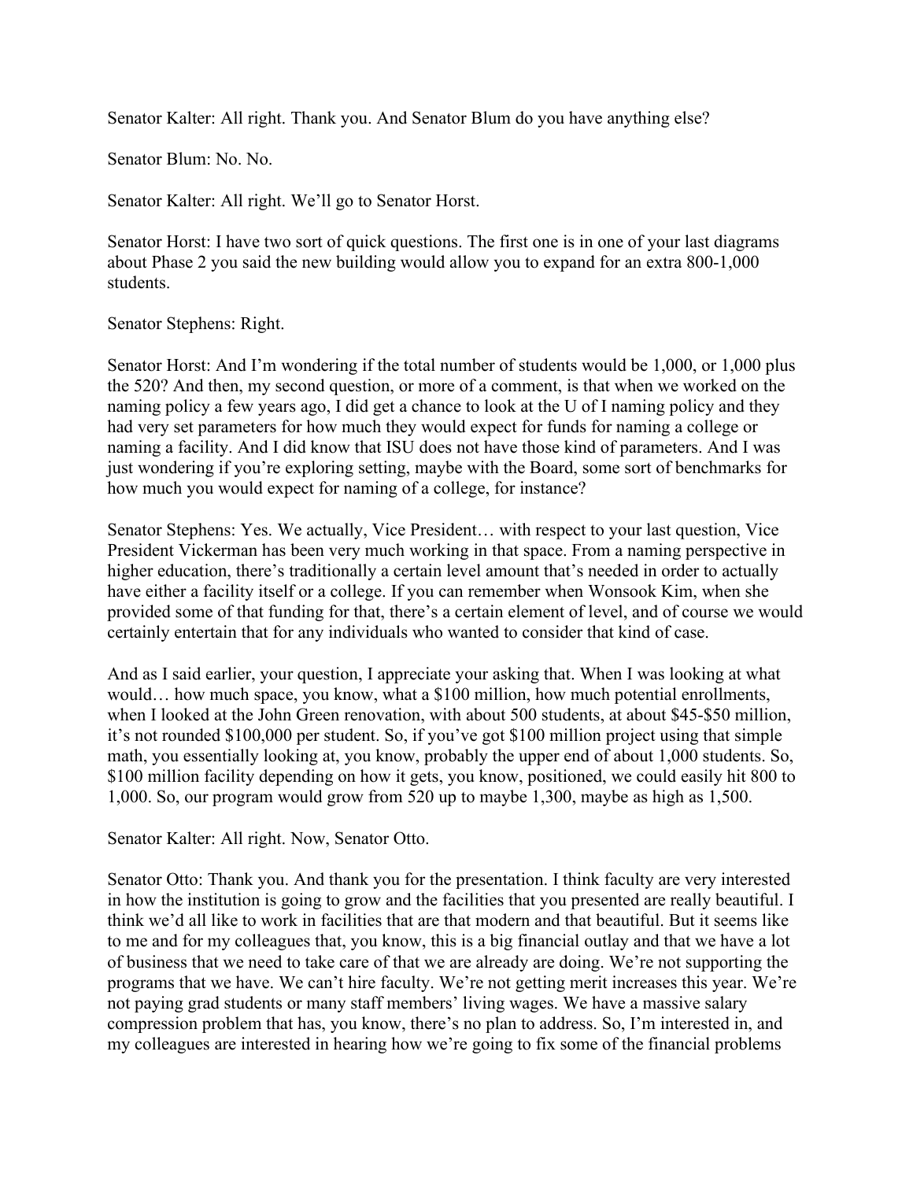Senator Kalter: All right. Thank you. And Senator Blum do you have anything else?

Senator Blum: No. No.

Senator Kalter: All right. We'll go to Senator Horst.

Senator Horst: I have two sort of quick questions. The first one is in one of your last diagrams about Phase 2 you said the new building would allow you to expand for an extra 800-1,000 students.

Senator Stephens: Right.

Senator Horst: And I'm wondering if the total number of students would be 1,000, or 1,000 plus the 520? And then, my second question, or more of a comment, is that when we worked on the naming policy a few years ago, I did get a chance to look at the U of I naming policy and they had very set parameters for how much they would expect for funds for naming a college or naming a facility. And I did know that ISU does not have those kind of parameters. And I was just wondering if you're exploring setting, maybe with the Board, some sort of benchmarks for how much you would expect for naming of a college, for instance?

Senator Stephens: Yes. We actually, Vice President… with respect to your last question, Vice President Vickerman has been very much working in that space. From a naming perspective in higher education, there's traditionally a certain level amount that's needed in order to actually have either a facility itself or a college. If you can remember when Wonsook Kim, when she provided some of that funding for that, there's a certain element of level, and of course we would certainly entertain that for any individuals who wanted to consider that kind of case.

And as I said earlier, your question, I appreciate your asking that. When I was looking at what would… how much space, you know, what a $100 million, how much potential enrollments, when I looked at the John Green renovation, with about 500 students, at about $45-$50 million, it's not rounded $100,000 per student. So, if you've got $100 million project using that simple math, you essentially looking at, you know, probably the upper end of about 1,000 students. So, $100 million facility depending on how it gets, you know, positioned, we could easily hit 800 to 1,000. So, our program would grow from 520 up to maybe 1,300, maybe as high as 1,500.

Senator Kalter: All right. Now, Senator Otto.

Senator Otto: Thank you. And thank you for the presentation. I think faculty are very interested in how the institution is going to grow and the facilities that you presented are really beautiful. I think we'd all like to work in facilities that are that modern and that beautiful. But it seems like to me and for my colleagues that, you know, this is a big financial outlay and that we have a lot of business that we need to take care of that we are already are doing. We're not supporting the programs that we have. We can't hire faculty. We're not getting merit increases this year. We're not paying grad students or many staff members' living wages. We have a massive salary compression problem that has, you know, there's no plan to address. So, I'm interested in, and my colleagues are interested in hearing how we're going to fix some of the financial problems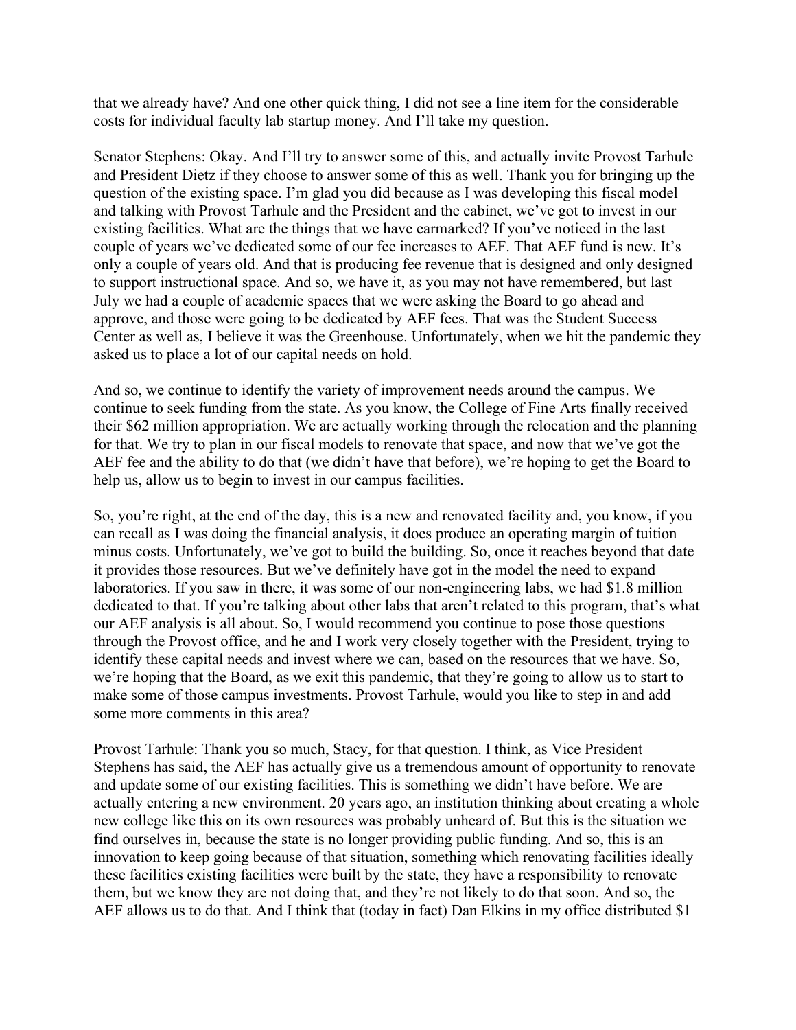that we already have? And one other quick thing, I did not see a line item for the considerable costs for individual faculty lab startup money. And I'll take my question.

Senator Stephens: Okay. And I'll try to answer some of this, and actually invite Provost Tarhule and President Dietz if they choose to answer some of this as well. Thank you for bringing up the question of the existing space. I'm glad you did because as I was developing this fiscal model and talking with Provost Tarhule and the President and the cabinet, we've got to invest in our existing facilities. What are the things that we have earmarked? If you've noticed in the last couple of years we've dedicated some of our fee increases to AEF. That AEF fund is new. It's only a couple of years old. And that is producing fee revenue that is designed and only designed to support instructional space. And so, we have it, as you may not have remembered, but last July we had a couple of academic spaces that we were asking the Board to go ahead and approve, and those were going to be dedicated by AEF fees. That was the Student Success Center as well as, I believe it was the Greenhouse. Unfortunately, when we hit the pandemic they asked us to place a lot of our capital needs on hold.

And so, we continue to identify the variety of improvement needs around the campus. We continue to seek funding from the state. As you know, the College of Fine Arts finally received their $62 million appropriation. We are actually working through the relocation and the planning for that. We try to plan in our fiscal models to renovate that space, and now that we've got the AEF fee and the ability to do that (we didn't have that before), we're hoping to get the Board to help us, allow us to begin to invest in our campus facilities.

So, you're right, at the end of the day, this is a new and renovated facility and, you know, if you can recall as I was doing the financial analysis, it does produce an operating margin of tuition minus costs. Unfortunately, we've got to build the building. So, once it reaches beyond that date it provides those resources. But we've definitely have got in the model the need to expand laboratories. If you saw in there, it was some of our non-engineering labs, we had $1.8 million dedicated to that. If you're talking about other labs that aren't related to this program, that's what our AEF analysis is all about. So, I would recommend you continue to pose those questions through the Provost office, and he and I work very closely together with the President, trying to identify these capital needs and invest where we can, based on the resources that we have. So, we're hoping that the Board, as we exit this pandemic, that they're going to allow us to start to make some of those campus investments. Provost Tarhule, would you like to step in and add some more comments in this area?

Provost Tarhule: Thank you so much, Stacy, for that question. I think, as Vice President Stephens has said, the AEF has actually give us a tremendous amount of opportunity to renovate and update some of our existing facilities. This is something we didn't have before. We are actually entering a new environment. 20 years ago, an institution thinking about creating a whole new college like this on its own resources was probably unheard of. But this is the situation we find ourselves in, because the state is no longer providing public funding. And so, this is an innovation to keep going because of that situation, something which renovating facilities ideally these facilities existing facilities were built by the state, they have a responsibility to renovate them, but we know they are not doing that, and they're not likely to do that soon. And so, the AEF allows us to do that. And I think that (today in fact) Dan Elkins in my office distributed $1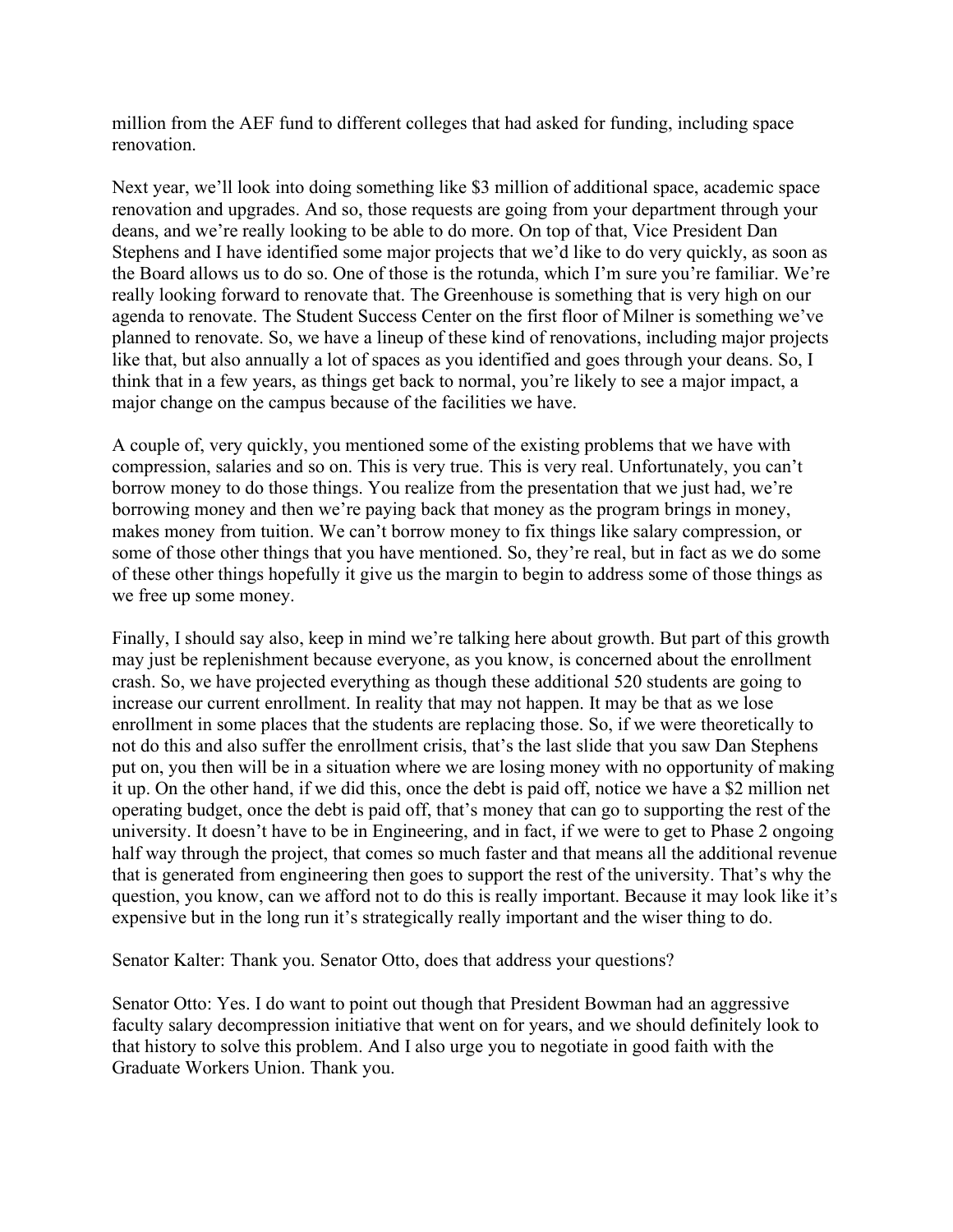million from the AEF fund to different colleges that had asked for funding, including space renovation.

Next year, we'll look into doing something like $3 million of additional space, academic space renovation and upgrades. And so, those requests are going from your department through your deans, and we're really looking to be able to do more. On top of that, Vice President Dan Stephens and I have identified some major projects that we'd like to do very quickly, as soon as the Board allows us to do so. One of those is the rotunda, which I'm sure you're familiar. We're really looking forward to renovate that. The Greenhouse is something that is very high on our agenda to renovate. The Student Success Center on the first floor of Milner is something we've planned to renovate. So, we have a lineup of these kind of renovations, including major projects like that, but also annually a lot of spaces as you identified and goes through your deans. So, I think that in a few years, as things get back to normal, you're likely to see a major impact, a major change on the campus because of the facilities we have.

A couple of, very quickly, you mentioned some of the existing problems that we have with compression, salaries and so on. This is very true. This is very real. Unfortunately, you can't borrow money to do those things. You realize from the presentation that we just had, we're borrowing money and then we're paying back that money as the program brings in money, makes money from tuition. We can't borrow money to fix things like salary compression, or some of those other things that you have mentioned. So, they're real, but in fact as we do some of these other things hopefully it give us the margin to begin to address some of those things as we free up some money.

Finally, I should say also, keep in mind we're talking here about growth. But part of this growth may just be replenishment because everyone, as you know, is concerned about the enrollment crash. So, we have projected everything as though these additional 520 students are going to increase our current enrollment. In reality that may not happen. It may be that as we lose enrollment in some places that the students are replacing those. So, if we were theoretically to not do this and also suffer the enrollment crisis, that's the last slide that you saw Dan Stephens put on, you then will be in a situation where we are losing money with no opportunity of making it up. On the other hand, if we did this, once the debt is paid off, notice we have a $2 million net operating budget, once the debt is paid off, that's money that can go to supporting the rest of the university. It doesn't have to be in Engineering, and in fact, if we were to get to Phase 2 ongoing half way through the project, that comes so much faster and that means all the additional revenue that is generated from engineering then goes to support the rest of the university. That's why the question, you know, can we afford not to do this is really important. Because it may look like it's expensive but in the long run it's strategically really important and the wiser thing to do.

Senator Kalter: Thank you. Senator Otto, does that address your questions?

Senator Otto: Yes. I do want to point out though that President Bowman had an aggressive faculty salary decompression initiative that went on for years, and we should definitely look to that history to solve this problem. And I also urge you to negotiate in good faith with the Graduate Workers Union. Thank you.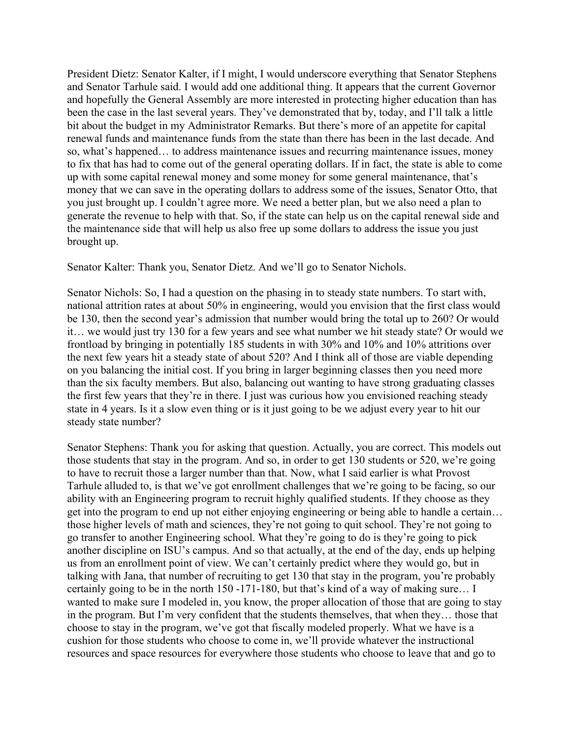President Dietz: Senator Kalter, if I might, I would underscore everything that Senator Stephens and Senator Tarhule said. I would add one additional thing. It appears that the current Governor and hopefully the General Assembly are more interested in protecting higher education than has been the case in the last several years. They've demonstrated that by, today, and I'll talk a little bit about the budget in my Administrator Remarks. But there's more of an appetite for capital renewal funds and maintenance funds from the state than there has been in the last decade. And so, what's happened… to address maintenance issues and recurring maintenance issues, money to fix that has had to come out of the general operating dollars. If in fact, the state is able to come up with some capital renewal money and some money for some general maintenance, that's money that we can save in the operating dollars to address some of the issues, Senator Otto, that you just brought up. I couldn't agree more. We need a better plan, but we also need a plan to generate the revenue to help with that. So, if the state can help us on the capital renewal side and the maintenance side that will help us also free up some dollars to address the issue you just brought up.

Senator Kalter: Thank you, Senator Dietz. And we'll go to Senator Nichols.

Senator Nichols: So, I had a question on the phasing in to steady state numbers. To start with, national attrition rates at about 50% in engineering, would you envision that the first class would be 130, then the second year's admission that number would bring the total up to 260? Or would it… we would just try 130 for a few years and see what number we hit steady state? Or would we frontload by bringing in potentially 185 students in with 30% and 10% and 10% attritions over the next few years hit a steady state of about 520? And I think all of those are viable depending on you balancing the initial cost. If you bring in larger beginning classes then you need more than the six faculty members. But also, balancing out wanting to have strong graduating classes the first few years that they're in there. I just was curious how you envisioned reaching steady state in 4 years. Is it a slow even thing or is it just going to be we adjust every year to hit our steady state number?

Senator Stephens: Thank you for asking that question. Actually, you are correct. This models out those students that stay in the program. And so, in order to get 130 students or 520, we're going to have to recruit those a larger number than that. Now, what I said earlier is what Provost Tarhule alluded to, is that we've got enrollment challenges that we're going to be facing, so our ability with an Engineering program to recruit highly qualified students. If they choose as they get into the program to end up not either enjoying engineering or being able to handle a certain… those higher levels of math and sciences, they're not going to quit school. They're not going to go transfer to another Engineering school. What they're going to do is they're going to pick another discipline on ISU's campus. And so that actually, at the end of the day, ends up helping us from an enrollment point of view. We can't certainly predict where they would go, but in talking with Jana, that number of recruiting to get 130 that stay in the program, you're probably certainly going to be in the north 150 -171-180, but that's kind of a way of making sure… I wanted to make sure I modeled in, you know, the proper allocation of those that are going to stay in the program. But I'm very confident that the students themselves, that when they… those that choose to stay in the program, we've got that fiscally modeled properly. What we have is a cushion for those students who choose to come in, we'll provide whatever the instructional resources and space resources for everywhere those students who choose to leave that and go to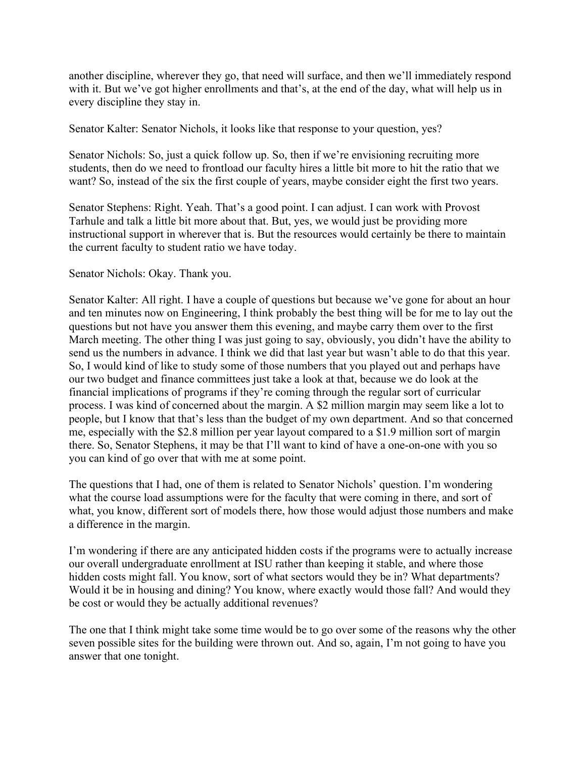another discipline, wherever they go, that need will surface, and then we'll immediately respond with it. But we've got higher enrollments and that's, at the end of the day, what will help us in every discipline they stay in.

Senator Kalter: Senator Nichols, it looks like that response to your question, yes?

Senator Nichols: So, just a quick follow up. So, then if we're envisioning recruiting more students, then do we need to frontload our faculty hires a little bit more to hit the ratio that we want? So, instead of the six the first couple of years, maybe consider eight the first two years.

Senator Stephens: Right. Yeah. That's a good point. I can adjust. I can work with Provost Tarhule and talk a little bit more about that. But, yes, we would just be providing more instructional support in wherever that is. But the resources would certainly be there to maintain the current faculty to student ratio we have today.

Senator Nichols: Okay. Thank you.

Senator Kalter: All right. I have a couple of questions but because we've gone for about an hour and ten minutes now on Engineering, I think probably the best thing will be for me to lay out the questions but not have you answer them this evening, and maybe carry them over to the first March meeting. The other thing I was just going to say, obviously, you didn't have the ability to send us the numbers in advance. I think we did that last year but wasn't able to do that this year. So, I would kind of like to study some of those numbers that you played out and perhaps have our two budget and finance committees just take a look at that, because we do look at the financial implications of programs if they're coming through the regular sort of curricular process. I was kind of concerned about the margin. A $2 million margin may seem like a lot to people, but I know that that's less than the budget of my own department. And so that concerned me, especially with the $2.8 million per year layout compared to a $1.9 million sort of margin there. So, Senator Stephens, it may be that I'll want to kind of have a one-on-one with you so you can kind of go over that with me at some point.

The questions that I had, one of them is related to Senator Nichols' question. I'm wondering what the course load assumptions were for the faculty that were coming in there, and sort of what, you know, different sort of models there, how those would adjust those numbers and make a difference in the margin.

I'm wondering if there are any anticipated hidden costs if the programs were to actually increase our overall undergraduate enrollment at ISU rather than keeping it stable, and where those hidden costs might fall. You know, sort of what sectors would they be in? What departments? Would it be in housing and dining? You know, where exactly would those fall? And would they be cost or would they be actually additional revenues?

The one that I think might take some time would be to go over some of the reasons why the other seven possible sites for the building were thrown out. And so, again, I'm not going to have you answer that one tonight.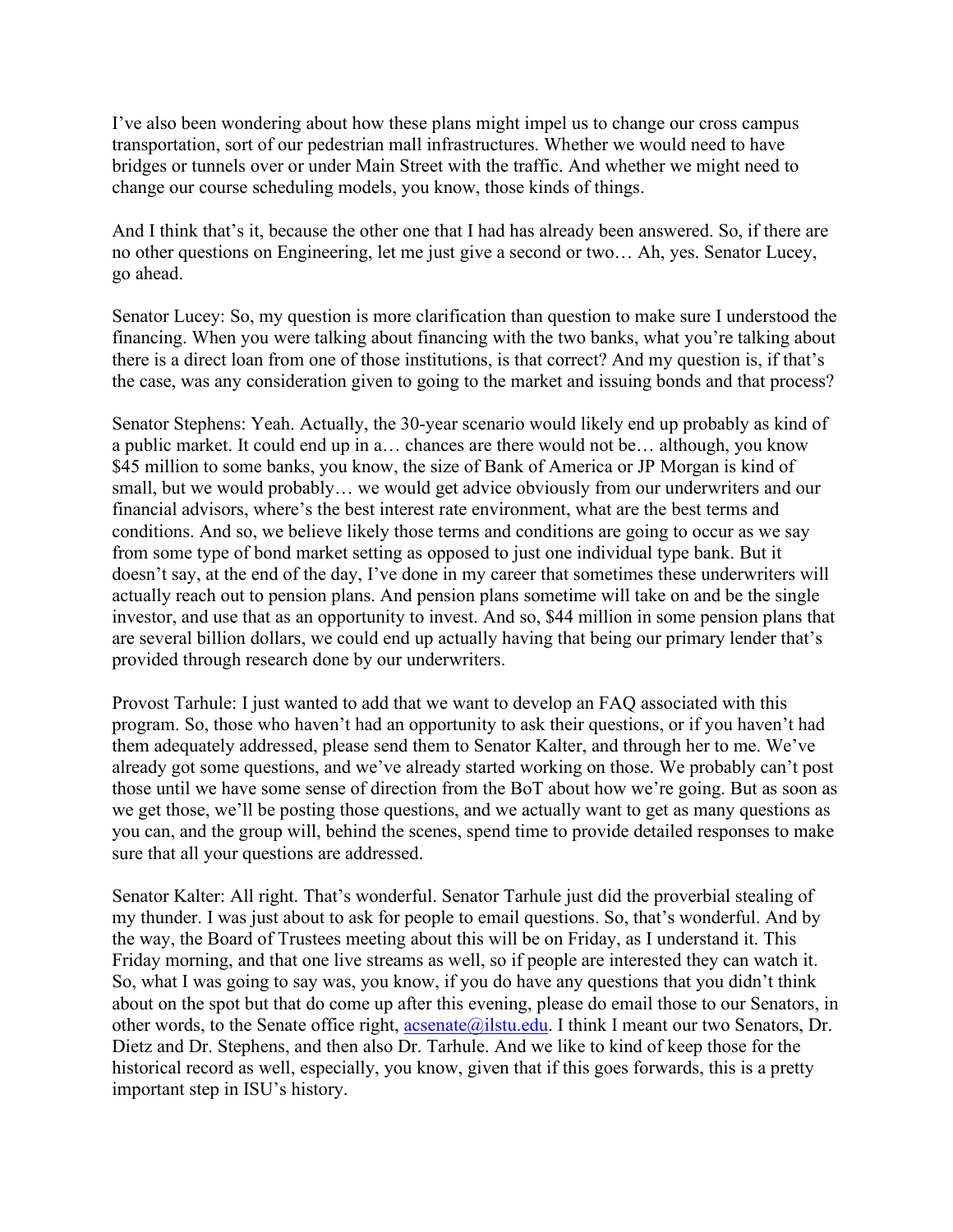I've also been wondering about how these plans might impel us to change our cross campus transportation, sort of our pedestrian mall infrastructures. Whether we would need to have bridges or tunnels over or under Main Street with the traffic. And whether we might need to change our course scheduling models, you know, those kinds of things.

And I think that's it, because the other one that I had has already been answered. So, if there are no other questions on Engineering, let me just give a second or two… Ah, yes. Senator Lucey, go ahead.

Senator Lucey: So, my question is more clarification than question to make sure I understood the financing. When you were talking about financing with the two banks, what you're talking about there is a direct loan from one of those institutions, is that correct? And my question is, if that's the case, was any consideration given to going to the market and issuing bonds and that process?

Senator Stephens: Yeah. Actually, the 30-year scenario would likely end up probably as kind of a public market. It could end up in a… chances are there would not be… although, you know $45 million to some banks, you know, the size of Bank of America or JP Morgan is kind of small, but we would probably… we would get advice obviously from our underwriters and our financial advisors, where's the best interest rate environment, what are the best terms and conditions. And so, we believe likely those terms and conditions are going to occur as we say from some type of bond market setting as opposed to just one individual type bank. But it doesn't say, at the end of the day, I've done in my career that sometimes these underwriters will actually reach out to pension plans. And pension plans sometime will take on and be the single investor, and use that as an opportunity to invest. And so, $44 million in some pension plans that are several billion dollars, we could end up actually having that being our primary lender that's provided through research done by our underwriters.

Provost Tarhule: I just wanted to add that we want to develop an FAQ associated with this program. So, those who haven't had an opportunity to ask their questions, or if you haven't had them adequately addressed, please send them to Senator Kalter, and through her to me. We've already got some questions, and we've already started working on those. We probably can't post those until we have some sense of direction from the BoT about how we're going. But as soon as we get those, we'll be posting those questions, and we actually want to get as many questions as you can, and the group will, behind the scenes, spend time to provide detailed responses to make sure that all your questions are addressed.

Senator Kalter: All right. That's wonderful. Senator Tarhule just did the proverbial stealing of my thunder. I was just about to ask for people to email questions. So, that's wonderful. And by the way, the Board of Trustees meeting about this will be on Friday, as I understand it. This Friday morning, and that one live streams as well, so if people are interested they can watch it. So, what I was going to say was, you know, if you do have any questions that you didn't think about on the spot but that do come up after this evening, please do email those to our Senators, in other words, to the Senate office right, acsenate@ilstu.edu. I think I meant our two Senators, Dr. Dietz and Dr. Stephens, and then also Dr. Tarhule. And we like to kind of keep those for the historical record as well, especially, you know, given that if this goes forwards, this is a pretty important step in ISU's history.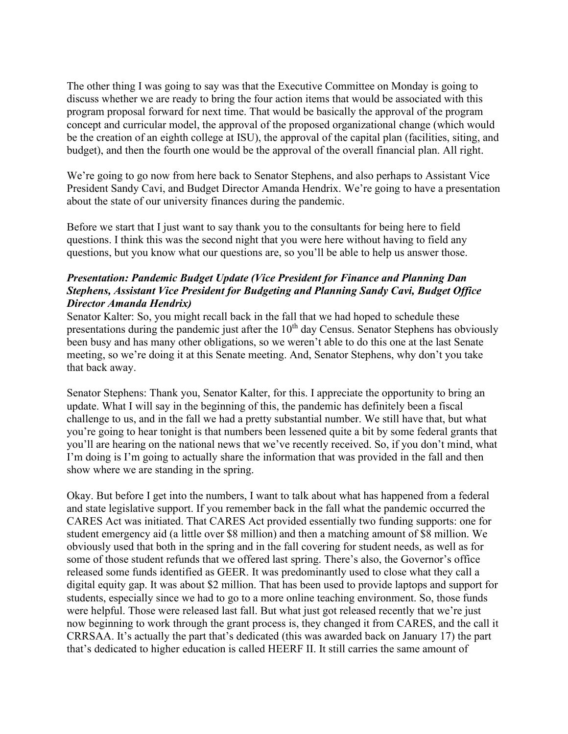The other thing I was going to say was that the Executive Committee on Monday is going to discuss whether we are ready to bring the four action items that would be associated with this program proposal forward for next time. That would be basically the approval of the program concept and curricular model, the approval of the proposed organizational change (which would be the creation of an eighth college at ISU), the approval of the capital plan (facilities, siting, and budget), and then the fourth one would be the approval of the overall financial plan. All right.

We're going to go now from here back to Senator Stephens, and also perhaps to Assistant Vice President Sandy Cavi, and Budget Director Amanda Hendrix. We're going to have a presentation about the state of our university finances during the pandemic.

Before we start that I just want to say thank you to the consultants for being here to field questions. I think this was the second night that you were here without having to field any questions, but you know what our questions are, so you'll be able to help us answer those.

***Presentation: Pandemic Budget Update (Vice President for Finance and Planning Dan Stephens, Assistant Vice President for Budgeting and Planning Sandy Cavi, Budget Office Director Amanda Hendrix)***

Senator Kalter: So, you might recall back in the fall that we had hoped to schedule these presentations during the pandemic just after the 10th day Census. Senator Stephens has obviously been busy and has many other obligations, so we weren't able to do this one at the last Senate meeting, so we're doing it at this Senate meeting. And, Senator Stephens, why don't you take that back away.

Senator Stephens: Thank you, Senator Kalter, for this. I appreciate the opportunity to bring an update. What I will say in the beginning of this, the pandemic has definitely been a fiscal challenge to us, and in the fall we had a pretty substantial number. We still have that, but what you're going to hear tonight is that numbers been lessened quite a bit by some federal grants that you'll are hearing on the national news that we've recently received. So, if you don't mind, what I'm doing is I'm going to actually share the information that was provided in the fall and then show where we are standing in the spring.

Okay. But before I get into the numbers, I want to talk about what has happened from a federal and state legislative support. If you remember back in the fall what the pandemic occurred the CARES Act was initiated. That CARES Act provided essentially two funding supports: one for student emergency aid (a little over $8 million) and then a matching amount of $8 million. We obviously used that both in the spring and in the fall covering for student needs, as well as for some of those student refunds that we offered last spring. There's also, the Governor's office released some funds identified as GEER. It was predominantly used to close what they call a digital equity gap. It was about $2 million. That has been used to provide laptops and support for students, especially since we had to go to a more online teaching environment. So, those funds were helpful. Those were released last fall. But what just got released recently that we're just now beginning to work through the grant process is, they changed it from CARES, and the call it CRRSAA. It's actually the part that's dedicated (this was awarded back on January 17) the part that's dedicated to higher education is called HEERF II. It still carries the same amount of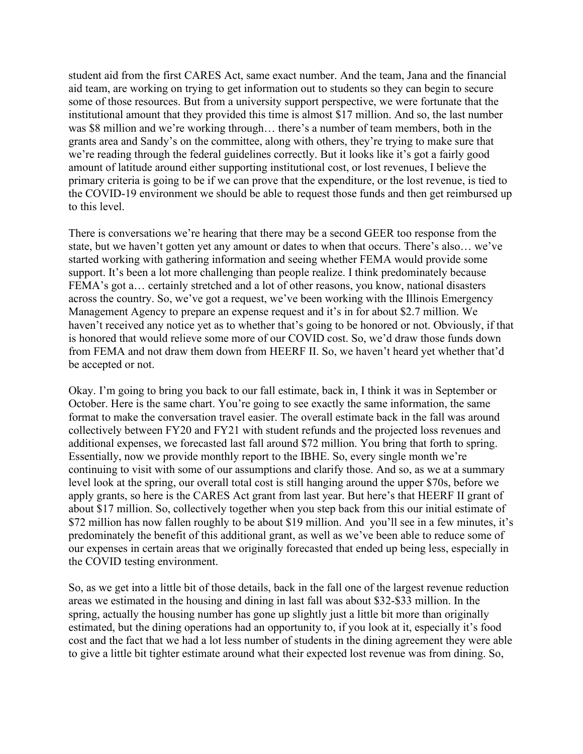student aid from the first CARES Act, same exact number. And the team, Jana and the financial aid team, are working on trying to get information out to students so they can begin to secure some of those resources. But from a university support perspective, we were fortunate that the institutional amount that they provided this time is almost $17 million. And so, the last number was $8 million and we're working through… there's a number of team members, both in the grants area and Sandy's on the committee, along with others, they're trying to make sure that we're reading through the federal guidelines correctly. But it looks like it's got a fairly good amount of latitude around either supporting institutional cost, or lost revenues, I believe the primary criteria is going to be if we can prove that the expenditure, or the lost revenue, is tied to the COVID-19 environment we should be able to request those funds and then get reimbursed up to this level.

There is conversations we're hearing that there may be a second GEER too response from the state, but we haven't gotten yet any amount or dates to when that occurs. There's also… we've started working with gathering information and seeing whether FEMA would provide some support. It's been a lot more challenging than people realize. I think predominately because FEMA's got a… certainly stretched and a lot of other reasons, you know, national disasters across the country. So, we've got a request, we've been working with the Illinois Emergency Management Agency to prepare an expense request and it's in for about $2.7 million. We haven't received any notice yet as to whether that's going to be honored or not. Obviously, if that is honored that would relieve some more of our COVID cost. So, we'd draw those funds down from FEMA and not draw them down from HEERF II. So, we haven't heard yet whether that'd be accepted or not.

Okay. I'm going to bring you back to our fall estimate, back in, I think it was in September or October. Here is the same chart. You're going to see exactly the same information, the same format to make the conversation travel easier. The overall estimate back in the fall was around collectively between FY20 and FY21 with student refunds and the projected loss revenues and additional expenses, we forecasted last fall around $72 million. You bring that forth to spring. Essentially, now we provide monthly report to the IBHE. So, every single month we're continuing to visit with some of our assumptions and clarify those. And so, as we at a summary level look at the spring, our overall total cost is still hanging around the upper $70s, before we apply grants, so here is the CARES Act grant from last year. But here's that HEERF II grant of about $17 million. So, collectively together when you step back from this our initial estimate of $72 million has now fallen roughly to be about $19 million. And you'll see in a few minutes, it's predominately the benefit of this additional grant, as well as we've been able to reduce some of our expenses in certain areas that we originally forecasted that ended up being less, especially in the COVID testing environment.

So, as we get into a little bit of those details, back in the fall one of the largest revenue reduction areas we estimated in the housing and dining in last fall was about $32-$33 million. In the spring, actually the housing number has gone up slightly just a little bit more than originally estimated, but the dining operations had an opportunity to, if you look at it, especially it's food cost and the fact that we had a lot less number of students in the dining agreement they were able to give a little bit tighter estimate around what their expected lost revenue was from dining. So,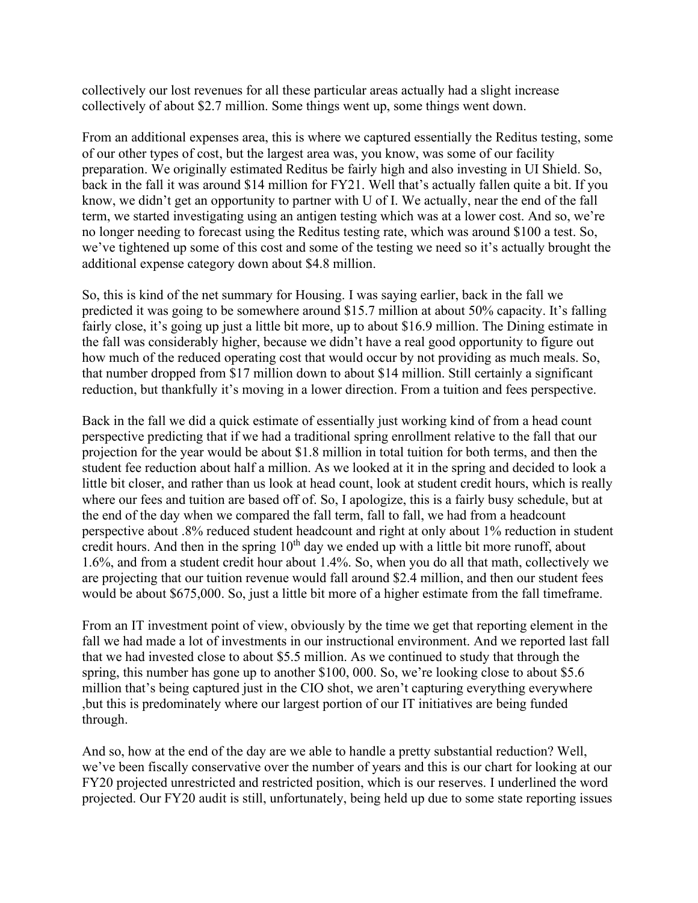collectively our lost revenues for all these particular areas actually had a slight increase collectively of about $2.7 million. Some things went up, some things went down.

From an additional expenses area, this is where we captured essentially the Reditus testing, some of our other types of cost, but the largest area was, you know, was some of our facility preparation. We originally estimated Reditus be fairly high and also investing in UI Shield. So, back in the fall it was around $14 million for FY21. Well that's actually fallen quite a bit. If you know, we didn't get an opportunity to partner with U of I. We actually, near the end of the fall term, we started investigating using an antigen testing which was at a lower cost. And so, we're no longer needing to forecast using the Reditus testing rate, which was around $100 a test. So, we've tightened up some of this cost and some of the testing we need so it's actually brought the additional expense category down about $4.8 million.

So, this is kind of the net summary for Housing. I was saying earlier, back in the fall we predicted it was going to be somewhere around $15.7 million at about 50% capacity. It's falling fairly close, it's going up just a little bit more, up to about $16.9 million. The Dining estimate in the fall was considerably higher, because we didn't have a real good opportunity to figure out how much of the reduced operating cost that would occur by not providing as much meals. So, that number dropped from $17 million down to about $14 million. Still certainly a significant reduction, but thankfully it's moving in a lower direction. From a tuition and fees perspective.

Back in the fall we did a quick estimate of essentially just working kind of from a head count perspective predicting that if we had a traditional spring enrollment relative to the fall that our projection for the year would be about $1.8 million in total tuition for both terms, and then the student fee reduction about half a million. As we looked at it in the spring and decided to look a little bit closer, and rather than us look at head count, look at student credit hours, which is really where our fees and tuition are based off of. So, I apologize, this is a fairly busy schedule, but at the end of the day when we compared the fall term, fall to fall, we had from a headcount perspective about .8% reduced student headcount and right at only about 1% reduction in student credit hours. And then in the spring 10th day we ended up with a little bit more runoff, about 1.6%, and from a student credit hour about 1.4%. So, when you do all that math, collectively we are projecting that our tuition revenue would fall around $2.4 million, and then our student fees would be about $675,000. So, just a little bit more of a higher estimate from the fall timeframe.

From an IT investment point of view, obviously by the time we get that reporting element in the fall we had made a lot of investments in our instructional environment. And we reported last fall that we had invested close to about $5.5 million. As we continued to study that through the spring, this number has gone up to another $100, 000. So, we're looking close to about $5.6 million that's being captured just in the CIO shot, we aren't capturing everything everywhere ,but this is predominately where our largest portion of our IT initiatives are being funded through.

And so, how at the end of the day are we able to handle a pretty substantial reduction? Well, we've been fiscally conservative over the number of years and this is our chart for looking at our FY20 projected unrestricted and restricted position, which is our reserves. I underlined the word projected. Our FY20 audit is still, unfortunately, being held up due to some state reporting issues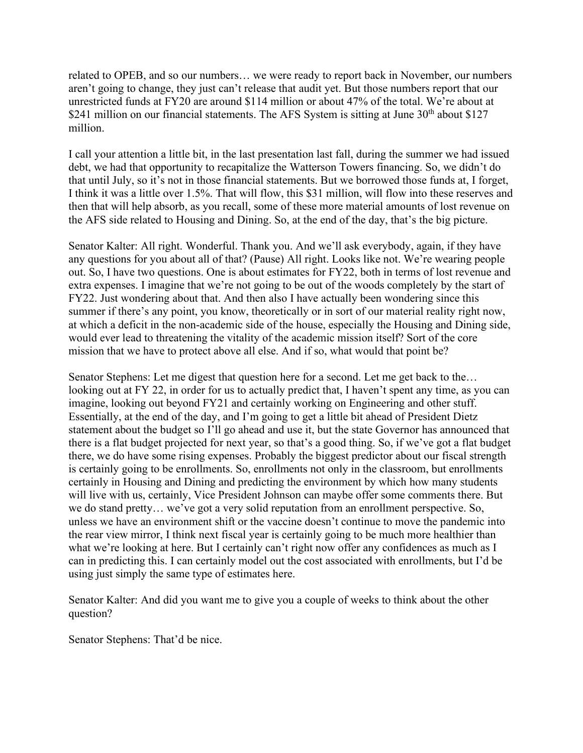related to OPEB, and so our numbers… we were ready to report back in November, our numbers aren't going to change, they just can't release that audit yet. But those numbers report that our unrestricted funds at FY20 are around $114 million or about 47% of the total. We're about at $241 million on our financial statements. The AFS System is sitting at June 30th about $127 million.

I call your attention a little bit, in the last presentation last fall, during the summer we had issued debt, we had that opportunity to recapitalize the Watterson Towers financing. So, we didn't do that until July, so it's not in those financial statements. But we borrowed those funds at, I forget, I think it was a little over 1.5%. That will flow, this $31 million, will flow into these reserves and then that will help absorb, as you recall, some of these more material amounts of lost revenue on the AFS side related to Housing and Dining. So, at the end of the day, that's the big picture.

Senator Kalter: All right. Wonderful. Thank you. And we'll ask everybody, again, if they have any questions for you about all of that? (Pause) All right. Looks like not. We're wearing people out. So, I have two questions. One is about estimates for FY22, both in terms of lost revenue and extra expenses. I imagine that we're not going to be out of the woods completely by the start of FY22. Just wondering about that. And then also I have actually been wondering since this summer if there's any point, you know, theoretically or in sort of our material reality right now, at which a deficit in the non-academic side of the house, especially the Housing and Dining side, would ever lead to threatening the vitality of the academic mission itself? Sort of the core mission that we have to protect above all else. And if so, what would that point be?

Senator Stephens: Let me digest that question here for a second. Let me get back to the… looking out at FY 22, in order for us to actually predict that, I haven't spent any time, as you can imagine, looking out beyond FY21 and certainly working on Engineering and other stuff. Essentially, at the end of the day, and I'm going to get a little bit ahead of President Dietz statement about the budget so I'll go ahead and use it, but the state Governor has announced that there is a flat budget projected for next year, so that's a good thing. So, if we've got a flat budget there, we do have some rising expenses. Probably the biggest predictor about our fiscal strength is certainly going to be enrollments. So, enrollments not only in the classroom, but enrollments certainly in Housing and Dining and predicting the environment by which how many students will live with us, certainly, Vice President Johnson can maybe offer some comments there. But we do stand pretty… we've got a very solid reputation from an enrollment perspective. So, unless we have an environment shift or the vaccine doesn't continue to move the pandemic into the rear view mirror, I think next fiscal year is certainly going to be much more healthier than what we're looking at here. But I certainly can't right now offer any confidences as much as I can in predicting this. I can certainly model out the cost associated with enrollments, but I'd be using just simply the same type of estimates here.

Senator Kalter: And did you want me to give you a couple of weeks to think about the other question?

Senator Stephens: That'd be nice.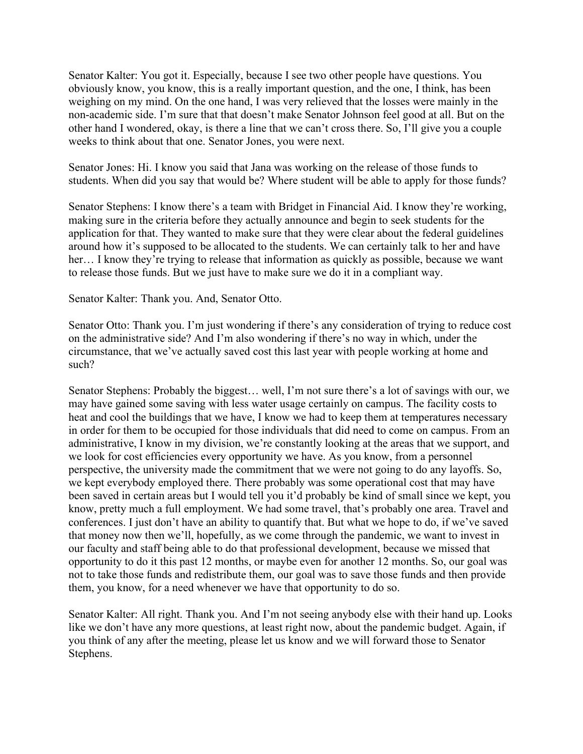Senator Kalter: You got it. Especially, because I see two other people have questions. You obviously know, you know, this is a really important question, and the one, I think, has been weighing on my mind. On the one hand, I was very relieved that the losses were mainly in the non-academic side. I'm sure that that doesn't make Senator Johnson feel good at all. But on the other hand I wondered, okay, is there a line that we can't cross there. So, I'll give you a couple weeks to think about that one. Senator Jones, you were next.

Senator Jones: Hi. I know you said that Jana was working on the release of those funds to students. When did you say that would be? Where student will be able to apply for those funds?

Senator Stephens: I know there's a team with Bridget in Financial Aid. I know they're working, making sure in the criteria before they actually announce and begin to seek students for the application for that. They wanted to make sure that they were clear about the federal guidelines around how it's supposed to be allocated to the students. We can certainly talk to her and have her… I know they're trying to release that information as quickly as possible, because we want to release those funds. But we just have to make sure we do it in a compliant way.

Senator Kalter: Thank you. And, Senator Otto.

Senator Otto: Thank you. I'm just wondering if there's any consideration of trying to reduce cost on the administrative side? And I'm also wondering if there's no way in which, under the circumstance, that we've actually saved cost this last year with people working at home and such?

Senator Stephens: Probably the biggest… well, I'm not sure there's a lot of savings with our, we may have gained some saving with less water usage certainly on campus. The facility costs to heat and cool the buildings that we have, I know we had to keep them at temperatures necessary in order for them to be occupied for those individuals that did need to come on campus. From an administrative, I know in my division, we're constantly looking at the areas that we support, and we look for cost efficiencies every opportunity we have. As you know, from a personnel perspective, the university made the commitment that we were not going to do any layoffs. So, we kept everybody employed there. There probably was some operational cost that may have been saved in certain areas but I would tell you it'd probably be kind of small since we kept, you know, pretty much a full employment. We had some travel, that's probably one area. Travel and conferences. I just don't have an ability to quantify that. But what we hope to do, if we've saved that money now then we'll, hopefully, as we come through the pandemic, we want to invest in our faculty and staff being able to do that professional development, because we missed that opportunity to do it this past 12 months, or maybe even for another 12 months. So, our goal was not to take those funds and redistribute them, our goal was to save those funds and then provide them, you know, for a need whenever we have that opportunity to do so.

Senator Kalter: All right. Thank you. And I'm not seeing anybody else with their hand up. Looks like we don't have any more questions, at least right now, about the pandemic budget. Again, if you think of any after the meeting, please let us know and we will forward those to Senator Stephens.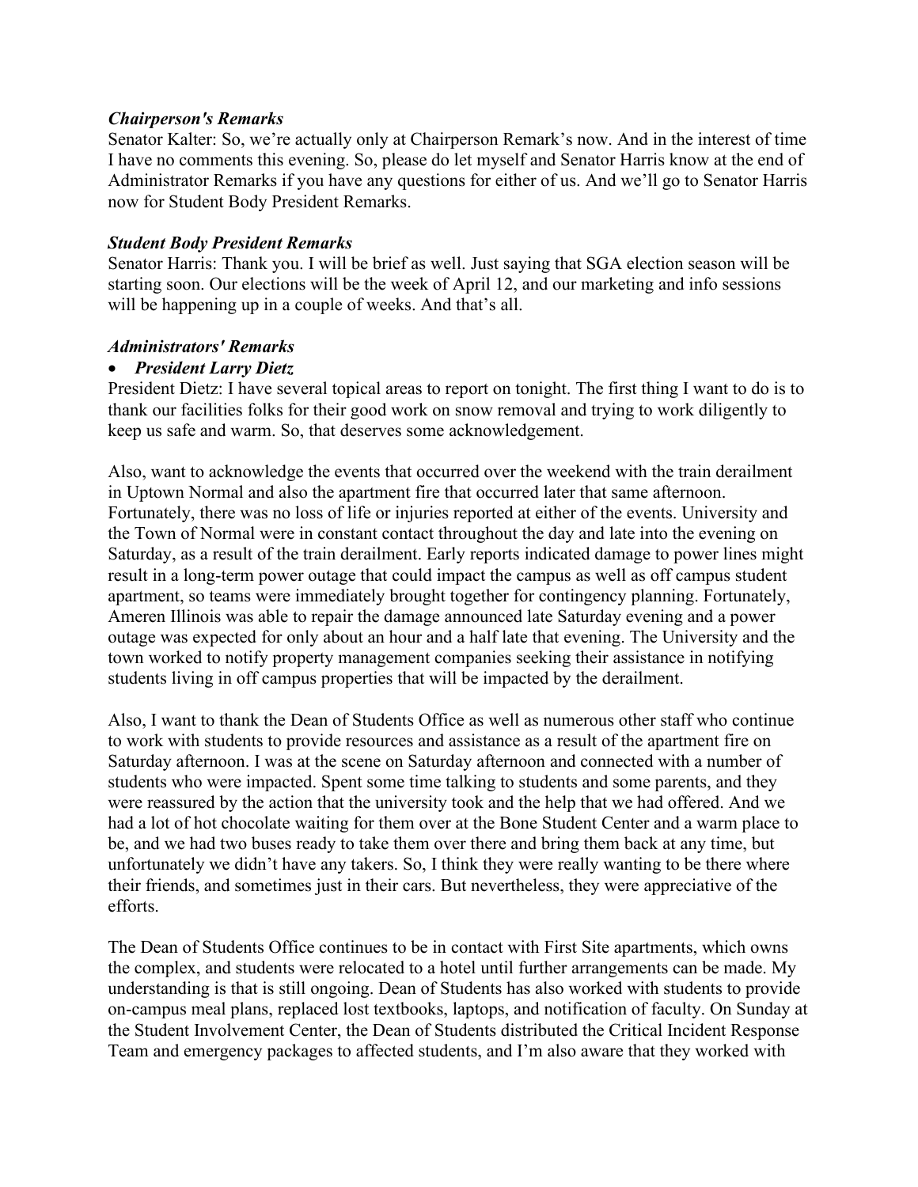***Chairperson's Remarks***

Senator Kalter: So, we're actually only at Chairperson Remark's now. And in the interest of time I have no comments this evening. So, please do let myself and Senator Harris know at the end of Administrator Remarks if you have any questions for either of us. And we'll go to Senator Harris now for Student Body President Remarks.

***Student Body President Remarks***

Senator Harris: Thank you. I will be brief as well. Just saying that SGA election season will be starting soon. Our elections will be the week of April 12, and our marketing and info sessions will be happening up in a couple of weeks. And that's all.

***Administrators' Remarks***

- ***President Larry Dietz***

President Dietz: I have several topical areas to report on tonight. The first thing I want to do is to thank our facilities folks for their good work on snow removal and trying to work diligently to keep us safe and warm. So, that deserves some acknowledgement.

Also, want to acknowledge the events that occurred over the weekend with the train derailment in Uptown Normal and also the apartment fire that occurred later that same afternoon. Fortunately, there was no loss of life or injuries reported at either of the events. University and the Town of Normal were in constant contact throughout the day and late into the evening on Saturday, as a result of the train derailment. Early reports indicated damage to power lines might result in a long-term power outage that could impact the campus as well as off campus student apartment, so teams were immediately brought together for contingency planning. Fortunately, Ameren Illinois was able to repair the damage announced late Saturday evening and a power outage was expected for only about an hour and a half late that evening. The University and the town worked to notify property management companies seeking their assistance in notifying students living in off campus properties that will be impacted by the derailment.

Also, I want to thank the Dean of Students Office as well as numerous other staff who continue to work with students to provide resources and assistance as a result of the apartment fire on Saturday afternoon. I was at the scene on Saturday afternoon and connected with a number of students who were impacted. Spent some time talking to students and some parents, and they were reassured by the action that the university took and the help that we had offered. And we had a lot of hot chocolate waiting for them over at the Bone Student Center and a warm place to be, and we had two buses ready to take them over there and bring them back at any time, but unfortunately we didn't have any takers. So, I think they were really wanting to be there where their friends, and sometimes just in their cars. But nevertheless, they were appreciative of the efforts.

The Dean of Students Office continues to be in contact with First Site apartments, which owns the complex, and students were relocated to a hotel until further arrangements can be made. My understanding is that is still ongoing. Dean of Students has also worked with students to provide on-campus meal plans, replaced lost textbooks, laptops, and notification of faculty. On Sunday at the Student Involvement Center, the Dean of Students distributed the Critical Incident Response Team and emergency packages to affected students, and I'm also aware that they worked with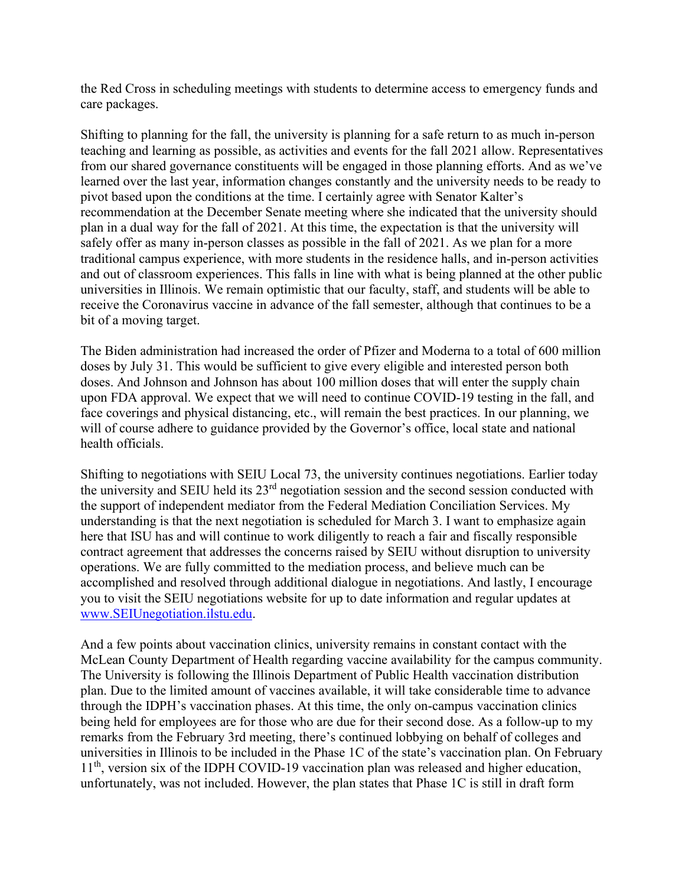the Red Cross in scheduling meetings with students to determine access to emergency funds and care packages.

Shifting to planning for the fall, the university is planning for a safe return to as much in-person teaching and learning as possible, as activities and events for the fall 2021 allow. Representatives from our shared governance constituents will be engaged in those planning efforts. And as we've learned over the last year, information changes constantly and the university needs to be ready to pivot based upon the conditions at the time. I certainly agree with Senator Kalter's recommendation at the December Senate meeting where she indicated that the university should plan in a dual way for the fall of 2021. At this time, the expectation is that the university will safely offer as many in-person classes as possible in the fall of 2021. As we plan for a more traditional campus experience, with more students in the residence halls, and in-person activities and out of classroom experiences. This falls in line with what is being planned at the other public universities in Illinois. We remain optimistic that our faculty, staff, and students will be able to receive the Coronavirus vaccine in advance of the fall semester, although that continues to be a bit of a moving target.

The Biden administration had increased the order of Pfizer and Moderna to a total of 600 million doses by July 31. This would be sufficient to give every eligible and interested person both doses. And Johnson and Johnson has about 100 million doses that will enter the supply chain upon FDA approval. We expect that we will need to continue COVID-19 testing in the fall, and face coverings and physical distancing, etc., will remain the best practices. In our planning, we will of course adhere to guidance provided by the Governor's office, local state and national health officials.

Shifting to negotiations with SEIU Local 73, the university continues negotiations. Earlier today the university and SEIU held its 23rd negotiation session and the second session conducted with the support of independent mediator from the Federal Mediation Conciliation Services. My understanding is that the next negotiation is scheduled for March 3. I want to emphasize again here that ISU has and will continue to work diligently to reach a fair and fiscally responsible contract agreement that addresses the concerns raised by SEIU without disruption to university operations. We are fully committed to the mediation process, and believe much can be accomplished and resolved through additional dialogue in negotiations. And lastly, I encourage you to visit the SEIU negotiations website for up to date information and regular updates at [www.SEIUnegotiation.ilstu.edu](http://www.SEIUnegotiation.ilstu.edu).

And a few points about vaccination clinics, university remains in constant contact with the McLean County Department of Health regarding vaccine availability for the campus community. The University is following the Illinois Department of Public Health vaccination distribution plan. Due to the limited amount of vaccines available, it will take considerable time to advance through the IDPH's vaccination phases. At this time, the only on-campus vaccination clinics being held for employees are for those who are due for their second dose. As a follow-up to my remarks from the February 3rd meeting, there's continued lobbying on behalf of colleges and universities in Illinois to be included in the Phase 1C of the state's vaccination plan. On February 11th, version six of the IDPH COVID-19 vaccination plan was released and higher education, unfortunately, was not included. However, the plan states that Phase 1C is still in draft form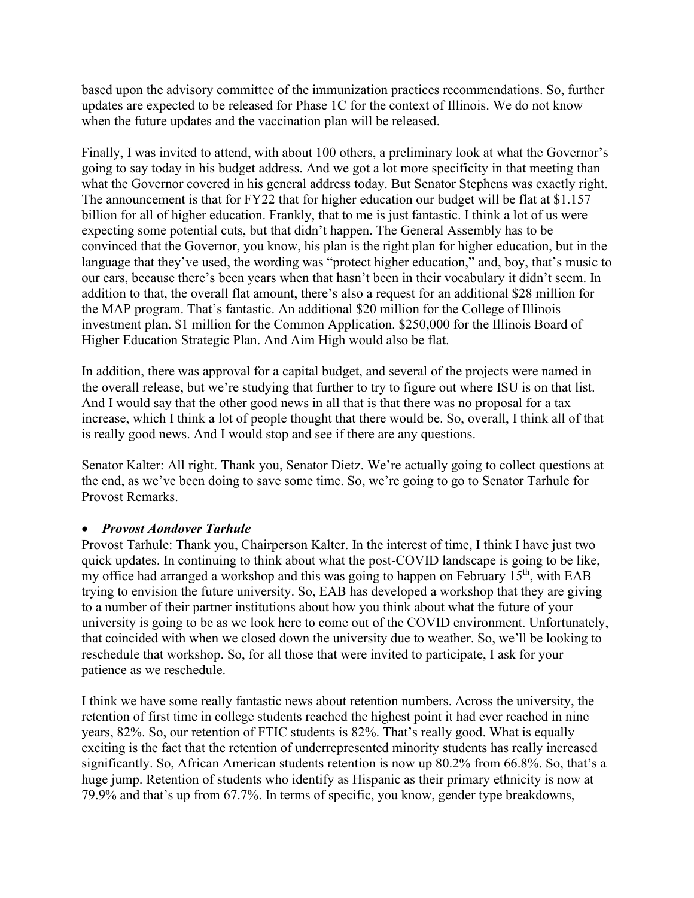based upon the advisory committee of the immunization practices recommendations. So, further updates are expected to be released for Phase 1C for the context of Illinois. We do not know when the future updates and the vaccination plan will be released.

Finally, I was invited to attend, with about 100 others, a preliminary look at what the Governor's going to say today in his budget address. And we got a lot more specificity in that meeting than what the Governor covered in his general address today. But Senator Stephens was exactly right. The announcement is that for FY22 that for higher education our budget will be flat at $1.157 billion for all of higher education. Frankly, that to me is just fantastic. I think a lot of us were expecting some potential cuts, but that didn't happen. The General Assembly has to be convinced that the Governor, you know, his plan is the right plan for higher education, but in the language that they've used, the wording was "protect higher education," and, boy, that's music to our ears, because there's been years when that hasn't been in their vocabulary it didn't seem. In addition to that, the overall flat amount, there's also a request for an additional $28 million for the MAP program. That's fantastic. An additional $20 million for the College of Illinois investment plan. $1 million for the Common Application. $250,000 for the Illinois Board of Higher Education Strategic Plan. And Aim High would also be flat.

In addition, there was approval for a capital budget, and several of the projects were named in the overall release, but we're studying that further to try to figure out where ISU is on that list. And I would say that the other good news in all that is that there was no proposal for a tax increase, which I think a lot of people thought that there would be. So, overall, I think all of that is really good news. And I would stop and see if there are any questions.

Senator Kalter: All right. Thank you, Senator Dietz. We're actually going to collect questions at the end, as we've been doing to save some time. So, we're going to go to Senator Tarhule for Provost Remarks.

- ***Provost Aondover Tarhule***

Provost Tarhule: Thank you, Chairperson Kalter. In the interest of time, I think I have just two quick updates. In continuing to think about what the post-COVID landscape is going to be like, my office had arranged a workshop and this was going to happen on February 15th, with EAB trying to envision the future university. So, EAB has developed a workshop that they are giving to a number of their partner institutions about how you think about what the future of your university is going to be as we look here to come out of the COVID environment. Unfortunately, that coincided with when we closed down the university due to weather. So, we'll be looking to reschedule that workshop. So, for all those that were invited to participate, I ask for your patience as we reschedule.

I think we have some really fantastic news about retention numbers. Across the university, the retention of first time in college students reached the highest point it had ever reached in nine years, 82%. So, our retention of FTIC students is 82%. That's really good. What is equally exciting is the fact that the retention of underrepresented minority students has really increased significantly. So, African American students retention is now up 80.2% from 66.8%. So, that's a huge jump. Retention of students who identify as Hispanic as their primary ethnicity is now at 79.9% and that's up from 67.7%. In terms of specific, you know, gender type breakdowns,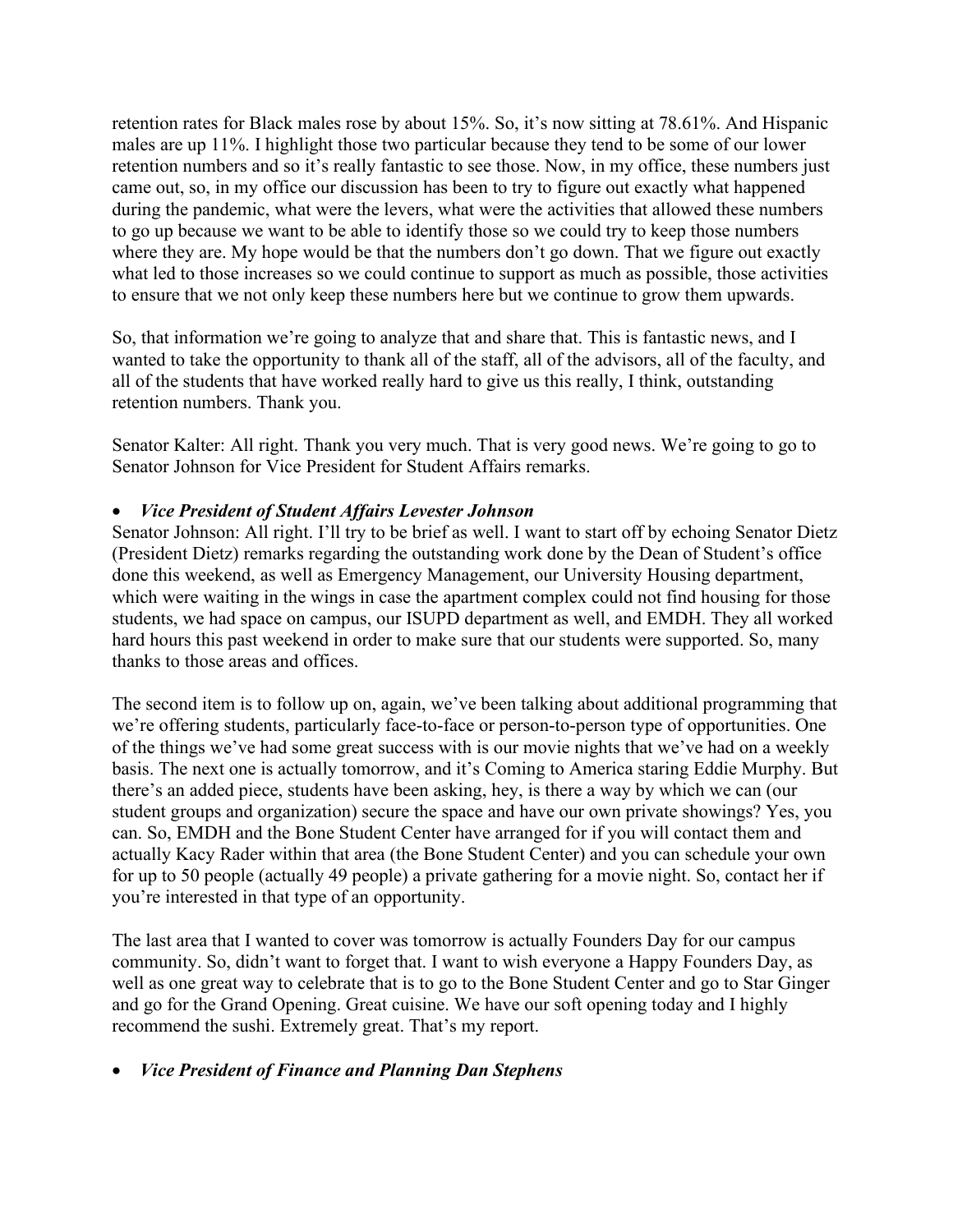retention rates for Black males rose by about 15%. So, it's now sitting at 78.61%. And Hispanic males are up 11%. I highlight those two particular because they tend to be some of our lower retention numbers and so it's really fantastic to see those. Now, in my office, these numbers just came out, so, in my office our discussion has been to try to figure out exactly what happened during the pandemic, what were the levers, what were the activities that allowed these numbers to go up because we want to be able to identify those so we could try to keep those numbers where they are. My hope would be that the numbers don't go down. That we figure out exactly what led to those increases so we could continue to support as much as possible, those activities to ensure that we not only keep these numbers here but we continue to grow them upwards.

So, that information we're going to analyze that and share that. This is fantastic news, and I wanted to take the opportunity to thank all of the staff, all of the advisors, all of the faculty, and all of the students that have worked really hard to give us this really, I think, outstanding retention numbers. Thank you.

Senator Kalter: All right. Thank you very much. That is very good news. We're going to go to Senator Johnson for Vice President for Student Affairs remarks.

- ***Vice President of Student Affairs Levester Johnson***

Senator Johnson: All right. I'll try to be brief as well. I want to start off by echoing Senator Dietz (President Dietz) remarks regarding the outstanding work done by the Dean of Student's office done this weekend, as well as Emergency Management, our University Housing department, which were waiting in the wings in case the apartment complex could not find housing for those students, we had space on campus, our ISUPD department as well, and EMDH. They all worked hard hours this past weekend in order to make sure that our students were supported. So, many thanks to those areas and offices.

The second item is to follow up on, again, we've been talking about additional programming that we're offering students, particularly face-to-face or person-to-person type of opportunities. One of the things we've had some great success with is our movie nights that we've had on a weekly basis. The next one is actually tomorrow, and it's Coming to America staring Eddie Murphy. But there's an added piece, students have been asking, hey, is there a way by which we can (our student groups and organization) secure the space and have our own private showings? Yes, you can. So, EMDH and the Bone Student Center have arranged for if you will contact them and actually Kacy Rader within that area (the Bone Student Center) and you can schedule your own for up to 50 people (actually 49 people) a private gathering for a movie night. So, contact her if you're interested in that type of an opportunity.

The last area that I wanted to cover was tomorrow is actually Founders Day for our campus community. So, didn't want to forget that. I want to wish everyone a Happy Founders Day, as well as one great way to celebrate that is to go to the Bone Student Center and go to Star Ginger and go for the Grand Opening. Great cuisine. We have our soft opening today and I highly recommend the sushi. Extremely great. That's my report.

- ***Vice President of Finance and Planning Dan Stephens***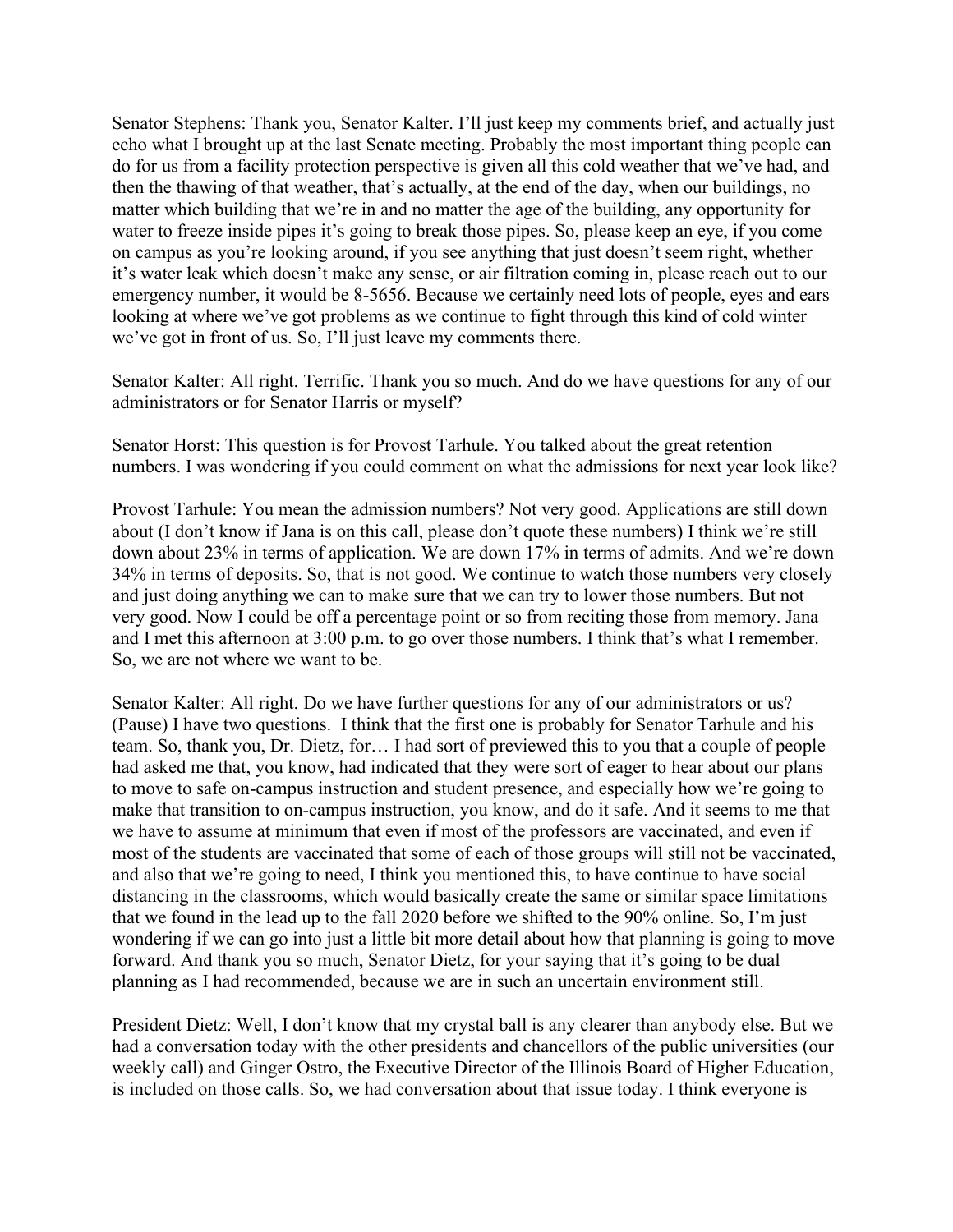Senator Stephens: Thank you, Senator Kalter. I'll just keep my comments brief, and actually just echo what I brought up at the last Senate meeting. Probably the most important thing people can do for us from a facility protection perspective is given all this cold weather that we've had, and then the thawing of that weather, that's actually, at the end of the day, when our buildings, no matter which building that we're in and no matter the age of the building, any opportunity for water to freeze inside pipes it's going to break those pipes. So, please keep an eye, if you come on campus as you're looking around, if you see anything that just doesn't seem right, whether it's water leak which doesn't make any sense, or air filtration coming in, please reach out to our emergency number, it would be 8-5656. Because we certainly need lots of people, eyes and ears looking at where we've got problems as we continue to fight through this kind of cold winter we've got in front of us. So, I'll just leave my comments there.

Senator Kalter: All right. Terrific. Thank you so much. And do we have questions for any of our administrators or for Senator Harris or myself?

Senator Horst: This question is for Provost Tarhule. You talked about the great retention numbers. I was wondering if you could comment on what the admissions for next year look like?

Provost Tarhule: You mean the admission numbers? Not very good. Applications are still down about (I don't know if Jana is on this call, please don't quote these numbers) I think we're still down about 23% in terms of application. We are down 17% in terms of admits. And we're down 34% in terms of deposits. So, that is not good. We continue to watch those numbers very closely and just doing anything we can to make sure that we can try to lower those numbers. But not very good. Now I could be off a percentage point or so from reciting those from memory. Jana and I met this afternoon at 3:00 p.m. to go over those numbers. I think that's what I remember. So, we are not where we want to be.

Senator Kalter: All right. Do we have further questions for any of our administrators or us? (Pause) I have two questions. I think that the first one is probably for Senator Tarhule and his team. So, thank you, Dr. Dietz, for… I had sort of previewed this to you that a couple of people had asked me that, you know, had indicated that they were sort of eager to hear about our plans to move to safe on-campus instruction and student presence, and especially how we're going to make that transition to on-campus instruction, you know, and do it safe. And it seems to me that we have to assume at minimum that even if most of the professors are vaccinated, and even if most of the students are vaccinated that some of each of those groups will still not be vaccinated, and also that we're going to need, I think you mentioned this, to have continue to have social distancing in the classrooms, which would basically create the same or similar space limitations that we found in the lead up to the fall 2020 before we shifted to the 90% online. So, I'm just wondering if we can go into just a little bit more detail about how that planning is going to move forward. And thank you so much, Senator Dietz, for your saying that it's going to be dual planning as I had recommended, because we are in such an uncertain environment still.

President Dietz: Well, I don't know that my crystal ball is any clearer than anybody else. But we had a conversation today with the other presidents and chancellors of the public universities (our weekly call) and Ginger Ostro, the Executive Director of the Illinois Board of Higher Education, is included on those calls. So, we had conversation about that issue today. I think everyone is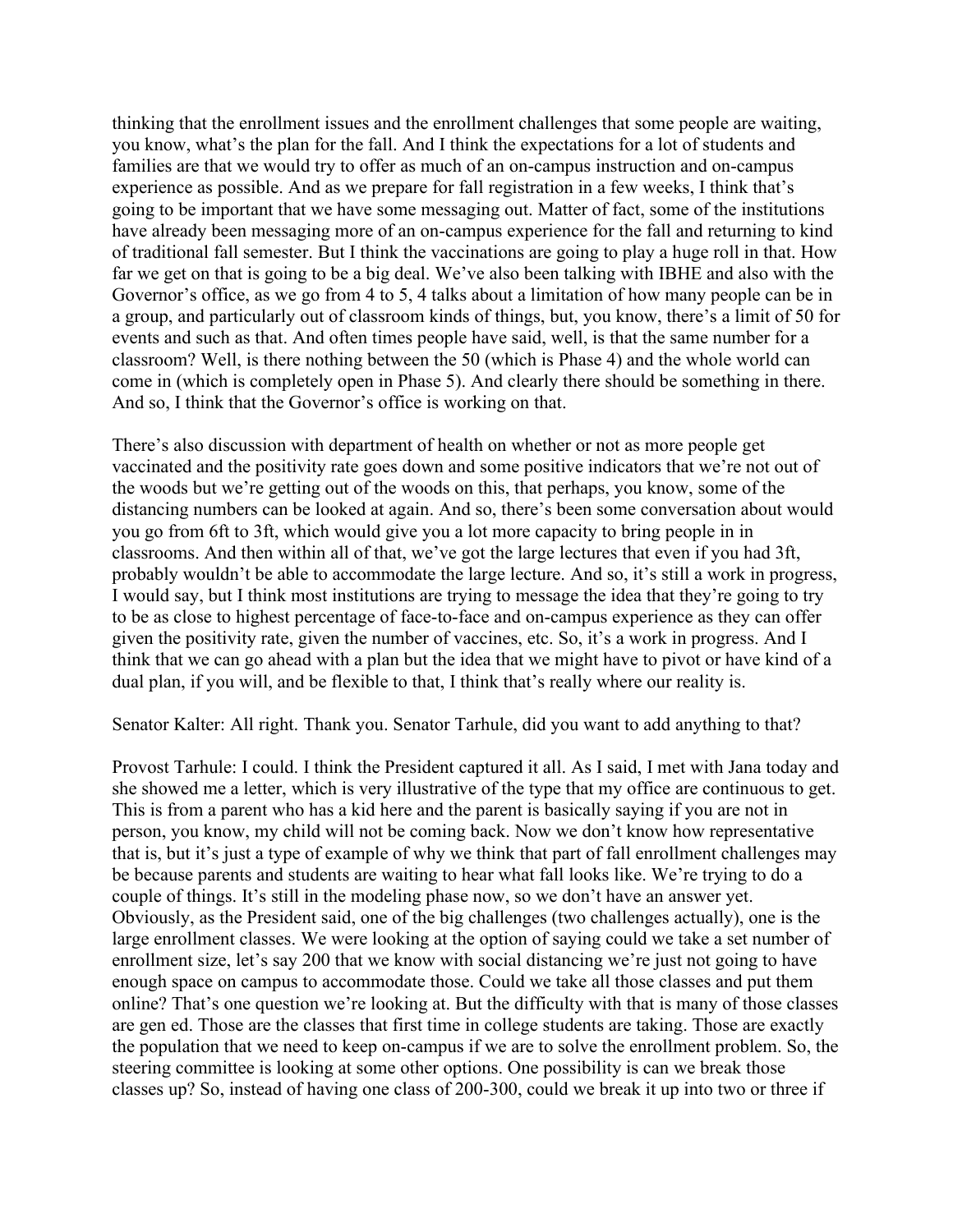thinking that the enrollment issues and the enrollment challenges that some people are waiting, you know, what's the plan for the fall. And I think the expectations for a lot of students and families are that we would try to offer as much of an on-campus instruction and on-campus experience as possible. And as we prepare for fall registration in a few weeks, I think that's going to be important that we have some messaging out. Matter of fact, some of the institutions have already been messaging more of an on-campus experience for the fall and returning to kind of traditional fall semester. But I think the vaccinations are going to play a huge roll in that. How far we get on that is going to be a big deal. We've also been talking with IBHE and also with the Governor's office, as we go from 4 to 5, 4 talks about a limitation of how many people can be in a group, and particularly out of classroom kinds of things, but, you know, there's a limit of 50 for events and such as that. And often times people have said, well, is that the same number for a classroom? Well, is there nothing between the 50 (which is Phase 4) and the whole world can come in (which is completely open in Phase 5). And clearly there should be something in there. And so, I think that the Governor's office is working on that.

There's also discussion with department of health on whether or not as more people get vaccinated and the positivity rate goes down and some positive indicators that we're not out of the woods but we're getting out of the woods on this, that perhaps, you know, some of the distancing numbers can be looked at again. And so, there's been some conversation about would you go from 6ft to 3ft, which would give you a lot more capacity to bring people in in classrooms. And then within all of that, we've got the large lectures that even if you had 3ft, probably wouldn't be able to accommodate the large lecture. And so, it's still a work in progress, I would say, but I think most institutions are trying to message the idea that they're going to try to be as close to highest percentage of face-to-face and on-campus experience as they can offer given the positivity rate, given the number of vaccines, etc. So, it's a work in progress. And I think that we can go ahead with a plan but the idea that we might have to pivot or have kind of a dual plan, if you will, and be flexible to that, I think that's really where our reality is.

Senator Kalter: All right. Thank you. Senator Tarhule, did you want to add anything to that?

Provost Tarhule: I could. I think the President captured it all. As I said, I met with Jana today and she showed me a letter, which is very illustrative of the type that my office are continuous to get. This is from a parent who has a kid here and the parent is basically saying if you are not in person, you know, my child will not be coming back. Now we don't know how representative that is, but it's just a type of example of why we think that part of fall enrollment challenges may be because parents and students are waiting to hear what fall looks like. We're trying to do a couple of things. It's still in the modeling phase now, so we don't have an answer yet. Obviously, as the President said, one of the big challenges (two challenges actually), one is the large enrollment classes. We were looking at the option of saying could we take a set number of enrollment size, let's say 200 that we know with social distancing we're just not going to have enough space on campus to accommodate those. Could we take all those classes and put them online? That's one question we're looking at. But the difficulty with that is many of those classes are gen ed. Those are the classes that first time in college students are taking. Those are exactly the population that we need to keep on-campus if we are to solve the enrollment problem. So, the steering committee is looking at some other options. One possibility is can we break those classes up? So, instead of having one class of 200-300, could we break it up into two or three if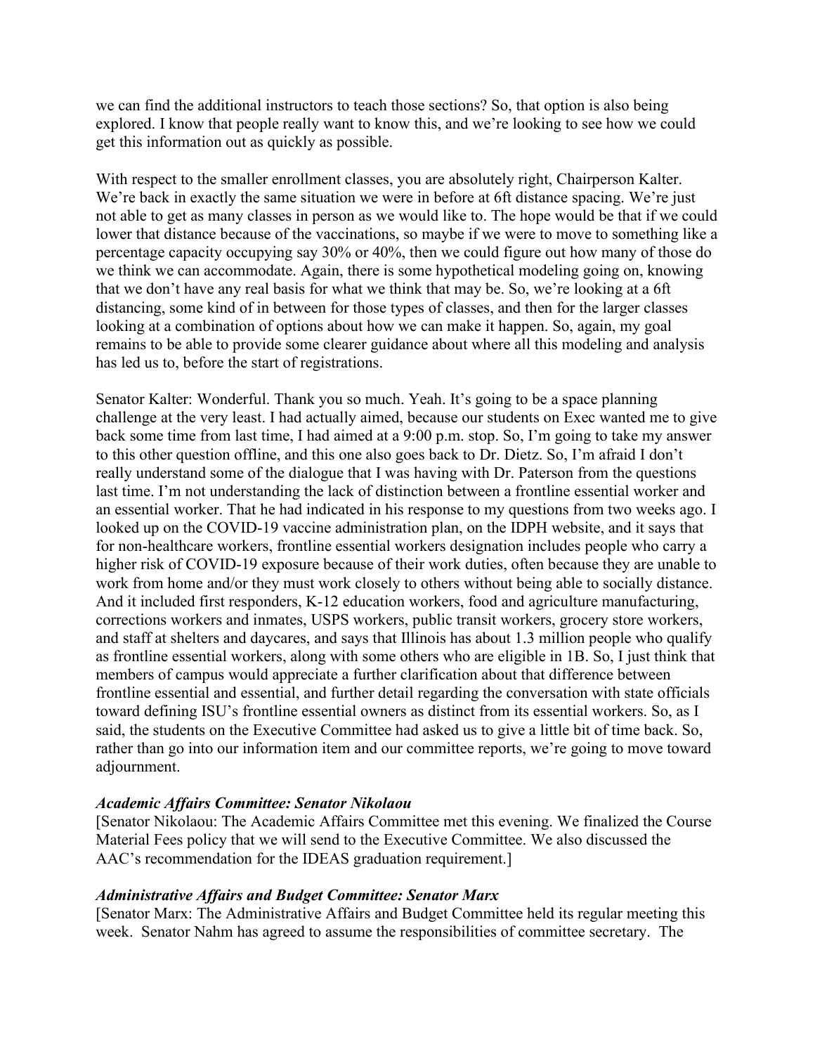we can find the additional instructors to teach those sections? So, that option is also being explored. I know that people really want to know this, and we're looking to see how we could get this information out as quickly as possible.

With respect to the smaller enrollment classes, you are absolutely right, Chairperson Kalter. We're back in exactly the same situation we were in before at 6ft distance spacing. We're just not able to get as many classes in person as we would like to. The hope would be that if we could lower that distance because of the vaccinations, so maybe if we were to move to something like a percentage capacity occupying say 30% or 40%, then we could figure out how many of those do we think we can accommodate. Again, there is some hypothetical modeling going on, knowing that we don't have any real basis for what we think that may be. So, we're looking at a 6ft distancing, some kind of in between for those types of classes, and then for the larger classes looking at a combination of options about how we can make it happen. So, again, my goal remains to be able to provide some clearer guidance about where all this modeling and analysis has led us to, before the start of registrations.

Senator Kalter: Wonderful. Thank you so much. Yeah. It's going to be a space planning challenge at the very least. I had actually aimed, because our students on Exec wanted me to give back some time from last time, I had aimed at a 9:00 p.m. stop. So, I'm going to take my answer to this other question offline, and this one also goes back to Dr. Dietz. So, I'm afraid I don't really understand some of the dialogue that I was having with Dr. Paterson from the questions last time. I'm not understanding the lack of distinction between a frontline essential worker and an essential worker. That he had indicated in his response to my questions from two weeks ago. I looked up on the COVID-19 vaccine administration plan, on the IDPH website, and it says that for non-healthcare workers, frontline essential workers designation includes people who carry a higher risk of COVID-19 exposure because of their work duties, often because they are unable to work from home and/or they must work closely to others without being able to socially distance. And it included first responders, K-12 education workers, food and agriculture manufacturing, corrections workers and inmates, USPS workers, public transit workers, grocery store workers, and staff at shelters and daycares, and says that Illinois has about 1.3 million people who qualify as frontline essential workers, along with some others who are eligible in 1B. So, I just think that members of campus would appreciate a further clarification about that difference between frontline essential and essential, and further detail regarding the conversation with state officials toward defining ISU's frontline essential owners as distinct from its essential workers. So, as I said, the students on the Executive Committee had asked us to give a little bit of time back. So, rather than go into our information item and our committee reports, we're going to move toward adjournment.

***Academic Affairs Committee: Senator Nikolaou***

[Senator Nikolaou: The Academic Affairs Committee met this evening. We finalized the Course Material Fees policy that we will send to the Executive Committee. We also discussed the AAC's recommendation for the IDEAS graduation requirement.]

***Administrative Affairs and Budget Committee: Senator Marx***

[Senator Marx: The Administrative Affairs and Budget Committee held its regular meeting this week. Senator Nahm has agreed to assume the responsibilities of committee secretary. The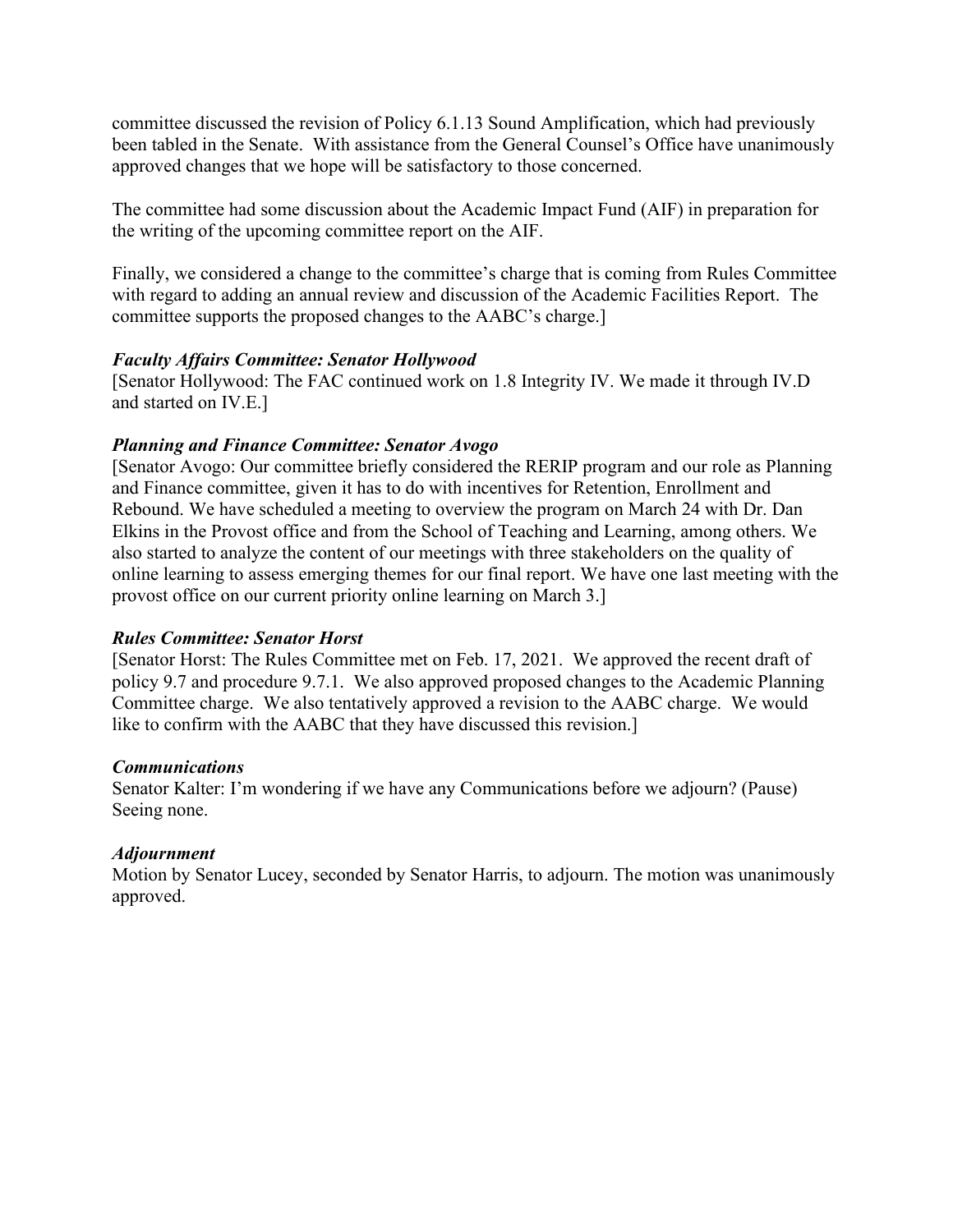committee discussed the revision of Policy 6.1.13 Sound Amplification, which had previously been tabled in the Senate. With assistance from the General Counsel's Office have unanimously approved changes that we hope will be satisfactory to those concerned.

The committee had some discussion about the Academic Impact Fund (AIF) in preparation for the writing of the upcoming committee report on the AIF.

Finally, we considered a change to the committee's charge that is coming from Rules Committee with regard to adding an annual review and discussion of the Academic Facilities Report. The committee supports the proposed changes to the AABC's charge.]

***Faculty Affairs Committee: Senator Hollywood***

[Senator Hollywood: The FAC continued work on 1.8 Integrity IV. We made it through IV.D and started on IV.E.]

***Planning and Finance Committee: Senator Avogo***

[Senator Avogo: Our committee briefly considered the RERIP program and our role as Planning and Finance committee, given it has to do with incentives for Retention, Enrollment and Rebound. We have scheduled a meeting to overview the program on March 24 with Dr. Dan Elkins in the Provost office and from the School of Teaching and Learning, among others. We also started to analyze the content of our meetings with three stakeholders on the quality of online learning to assess emerging themes for our final report. We have one last meeting with the provost office on our current priority online learning on March 3.]

***Rules Committee: Senator Horst***

[Senator Horst: The Rules Committee met on Feb. 17, 2021. We approved the recent draft of policy 9.7 and procedure 9.7.1. We also approved proposed changes to the Academic Planning Committee charge. We also tentatively approved a revision to the AABC charge. We would like to confirm with the AABC that they have discussed this revision.]

***Communications***

Senator Kalter: I'm wondering if we have any Communications before we adjourn? (Pause) Seeing none.

***Adjournment***

Motion by Senator Lucey, seconded by Senator Harris, to adjourn. The motion was unanimously approved.